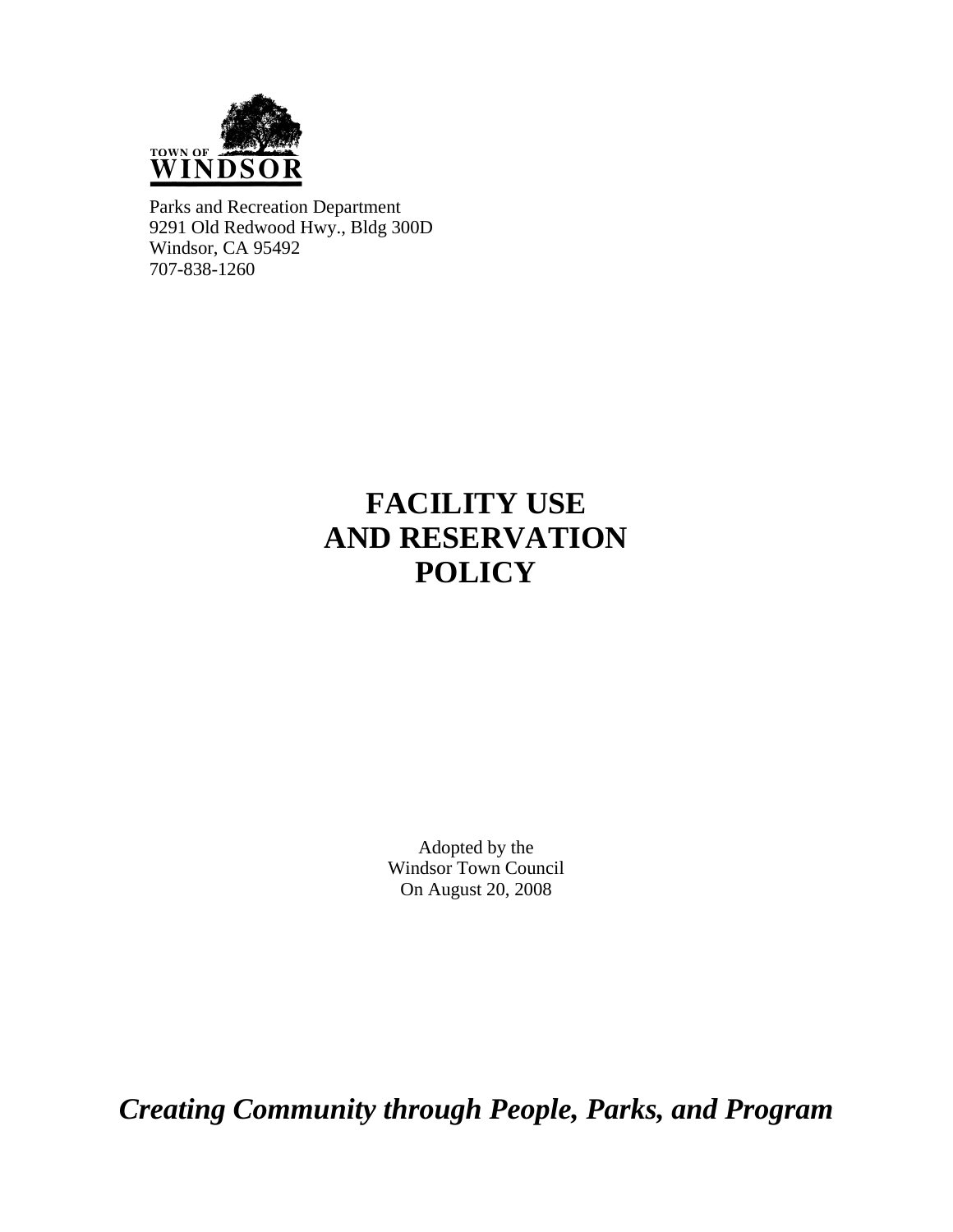TOWN OF
**WINDSOR**

Parks and Recreation Department
9291 Old Redwood Hwy., Bldg 300D
Windsor, CA 95492
707-838-1260

# FACILITY USE AND RESERVATION POLICY

Adopted by the
Windsor Town Council
On August 20, 2008

***Creating Community through People, Parks, and Program***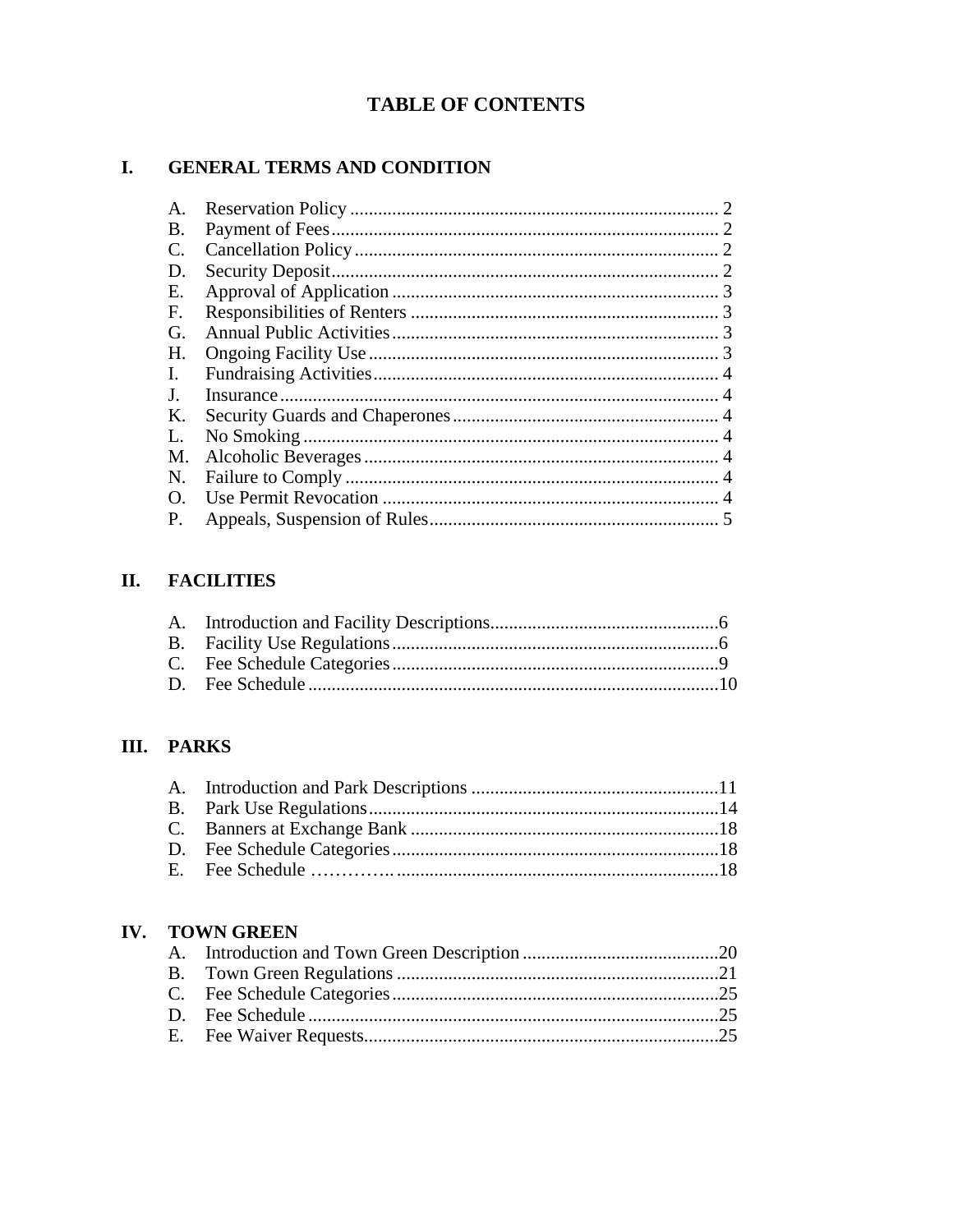# TABLE OF CONTENTS

## I. GENERAL TERMS AND CONDITION

A. Reservation Policy .......... 2
B. Payment of Fees .......... 2
C. Cancellation Policy .......... 2
D. Security Deposit .......... 2
E. Approval of Application .......... 3
F. Responsibilities of Renters .......... 3
G. Annual Public Activities .......... 3
H. Ongoing Facility Use .......... 3
I. Fundraising Activities .......... 4
J. Insurance .......... 4
K. Security Guards and Chaperones .......... 4
L. No Smoking .......... 4
M. Alcoholic Beverages .......... 4
N. Failure to Comply .......... 4
O. Use Permit Revocation .......... 4
P. Appeals, Suspension of Rules .......... 5

## II. FACILITIES

A. Introduction and Facility Descriptions .......... 6
B. Facility Use Regulations .......... 6
C. Fee Schedule Categories .......... 9
D. Fee Schedule .......... 10

## III. PARKS

A. Introduction and Park Descriptions .......... 11
B. Park Use Regulations .......... 14
C. Banners at Exchange Bank .......... 18
D. Fee Schedule Categories .......... 18
E. Fee Schedule .......... 18

## IV. TOWN GREEN

A. Introduction and Town Green Description .......... 20
B. Town Green Regulations .......... 21
C. Fee Schedule Categories .......... 25
D. Fee Schedule .......... 25
E. Fee Waiver Requests .......... 25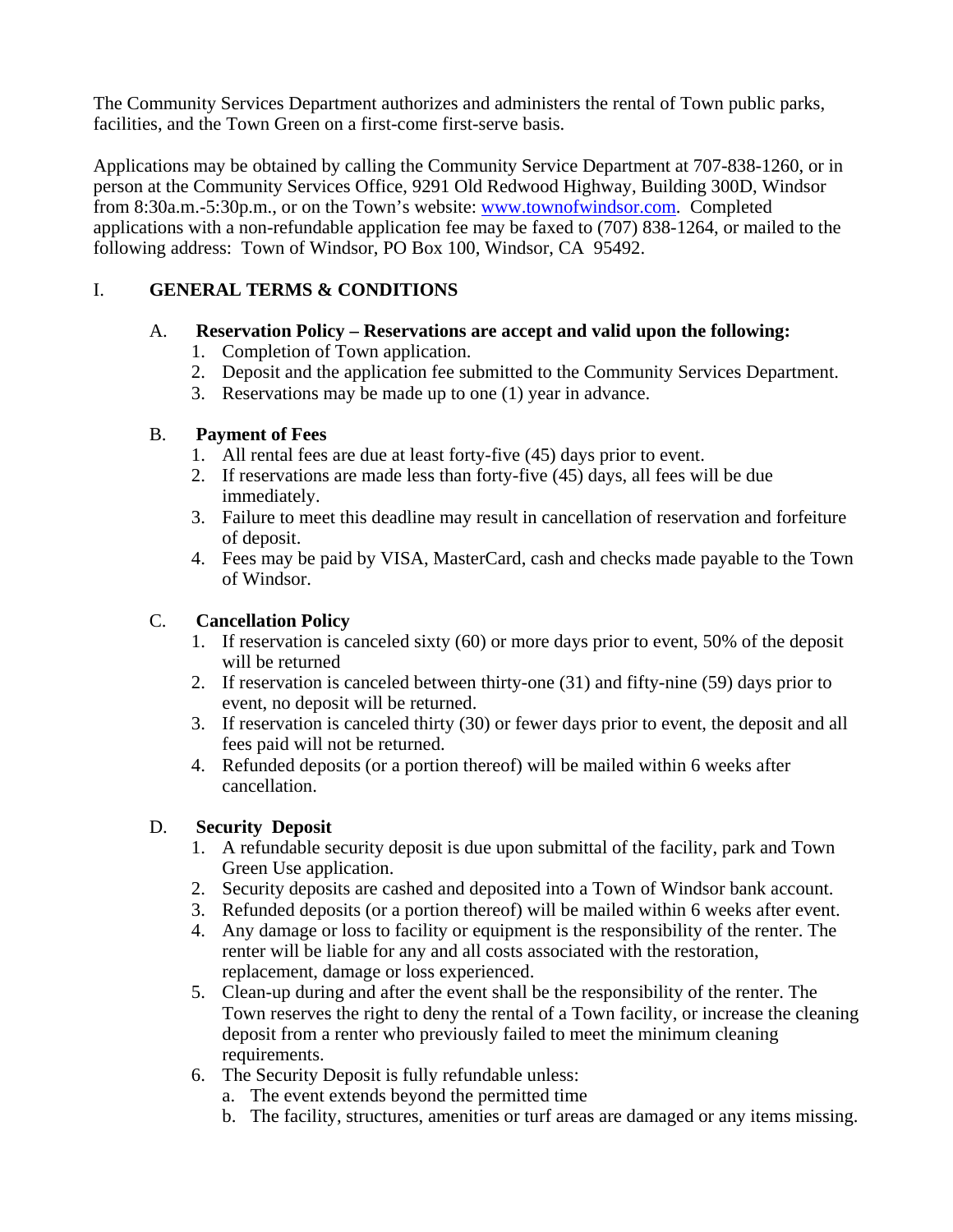The Community Services Department authorizes and administers the rental of Town public parks, facilities, and the Town Green on a first-come first-serve basis.

Applications may be obtained by calling the Community Service Department at 707-838-1260, or in person at the Community Services Office, 9291 Old Redwood Highway, Building 300D, Windsor from 8:30a.m.-5:30p.m., or on the Town's website: [www.townofwindsor.com](http://www.townofwindsor.com). Completed applications with a non-refundable application fee may be faxed to (707) 838-1264, or mailed to the following address: Town of Windsor, PO Box 100, Windsor, CA 95492.

## I. GENERAL TERMS & CONDITIONS

### A. Reservation Policy – Reservations are accept and valid upon the following:

1. Completion of Town application.
2. Deposit and the application fee submitted to the Community Services Department.
3. Reservations may be made up to one (1) year in advance.

### B. Payment of Fees

1. All rental fees are due at least forty-five (45) days prior to event.
2. If reservations are made less than forty-five (45) days, all fees will be due immediately.
3. Failure to meet this deadline may result in cancellation of reservation and forfeiture of deposit.
4. Fees may be paid by VISA, MasterCard, cash and checks made payable to the Town of Windsor.

### C. Cancellation Policy

1. If reservation is canceled sixty (60) or more days prior to event, 50% of the deposit will be returned
2. If reservation is canceled between thirty-one (31) and fifty-nine (59) days prior to event, no deposit will be returned.
3. If reservation is canceled thirty (30) or fewer days prior to event, the deposit and all fees paid will not be returned.
4. Refunded deposits (or a portion thereof) will be mailed within 6 weeks after cancellation.

### D. Security Deposit

1. A refundable security deposit is due upon submittal of the facility, park and Town Green Use application.
2. Security deposits are cashed and deposited into a Town of Windsor bank account.
3. Refunded deposits (or a portion thereof) will be mailed within 6 weeks after event.
4. Any damage or loss to facility or equipment is the responsibility of the renter. The renter will be liable for any and all costs associated with the restoration, replacement, damage or loss experienced.
5. Clean-up during and after the event shall be the responsibility of the renter. The Town reserves the right to deny the rental of a Town facility, or increase the cleaning deposit from a renter who previously failed to meet the minimum cleaning requirements.
6. The Security Deposit is fully refundable unless:
   a. The event extends beyond the permitted time
   b. The facility, structures, amenities or turf areas are damaged or any items missing.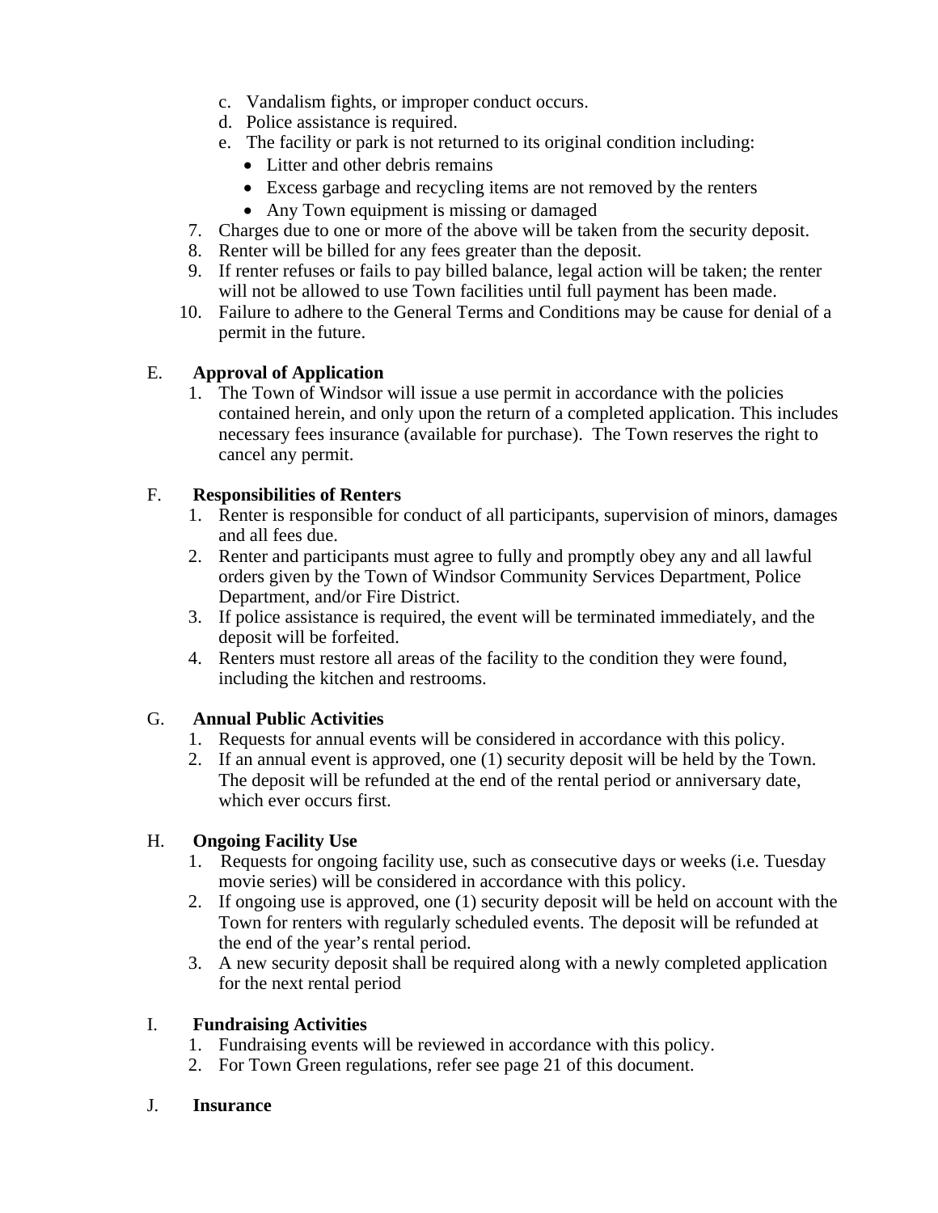c. Vandalism fights, or improper conduct occurs.
d. Police assistance is required.
e. The facility or park is not returned to its original condition including:
    - Litter and other debris remains
    - Excess garbage and recycling items are not removed by the renters
    - Any Town equipment is missing or damaged

7. Charges due to one or more of the above will be taken from the security deposit.
8. Renter will be billed for any fees greater than the deposit.
9. If renter refuses or fails to pay billed balance, legal action will be taken; the renter will not be allowed to use Town facilities until full payment has been made.
10. Failure to adhere to the General Terms and Conditions may be cause for denial of a permit in the future.

E. **Approval of Application**

1. The Town of Windsor will issue a use permit in accordance with the policies contained herein, and only upon the return of a completed application. This includes necessary fees insurance (available for purchase). The Town reserves the right to cancel any permit.

F. **Responsibilities of Renters**

1. Renter is responsible for conduct of all participants, supervision of minors, damages and all fees due.
2. Renter and participants must agree to fully and promptly obey any and all lawful orders given by the Town of Windsor Community Services Department, Police Department, and/or Fire District.
3. If police assistance is required, the event will be terminated immediately, and the deposit will be forfeited.
4. Renters must restore all areas of the facility to the condition they were found, including the kitchen and restrooms.

G. **Annual Public Activities**

1. Requests for annual events will be considered in accordance with this policy.
2. If an annual event is approved, one (1) security deposit will be held by the Town. The deposit will be refunded at the end of the rental period or anniversary date, which ever occurs first.

H. **Ongoing Facility Use**

1. Requests for ongoing facility use, such as consecutive days or weeks (i.e. Tuesday movie series) will be considered in accordance with this policy.
2. If ongoing use is approved, one (1) security deposit will be held on account with the Town for renters with regularly scheduled events. The deposit will be refunded at the end of the year's rental period.
3. A new security deposit shall be required along with a newly completed application for the next rental period

I. **Fundraising Activities**

1. Fundraising events will be reviewed in accordance with this policy.
2. For Town Green regulations, refer see page 21 of this document.

J. **Insurance**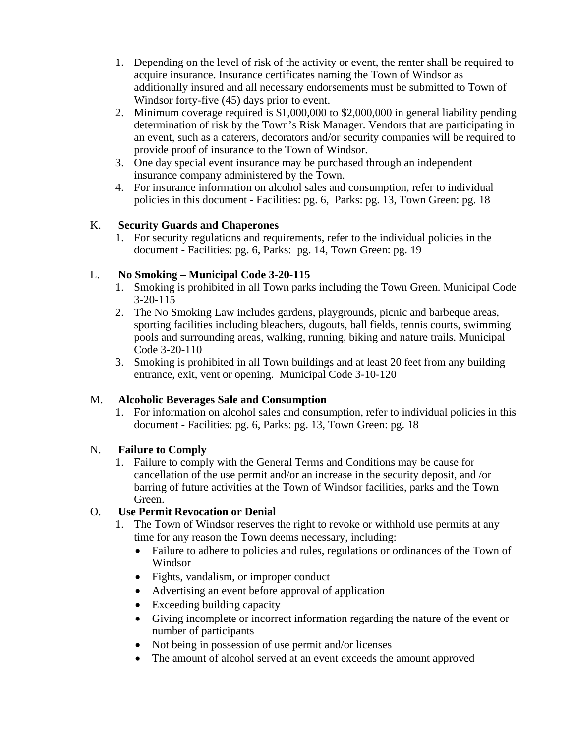1. Depending on the level of risk of the activity or event, the renter shall be required to acquire insurance. Insurance certificates naming the Town of Windsor as additionally insured and all necessary endorsements must be submitted to Town of Windsor forty-five (45) days prior to event.
2. Minimum coverage required is $1,000,000 to $2,000,000 in general liability pending determination of risk by the Town's Risk Manager. Vendors that are participating in an event, such as a caterers, decorators and/or security companies will be required to provide proof of insurance to the Town of Windsor.
3. One day special event insurance may be purchased through an independent insurance company administered by the Town.
4. For insurance information on alcohol sales and consumption, refer to individual policies in this document - Facilities: pg. 6, Parks: pg. 13, Town Green: pg. 18

K. **Security Guards and Chaperones**

1. For security regulations and requirements, refer to the individual policies in the document - Facilities: pg. 6, Parks: pg. 14, Town Green: pg. 19

L. **No Smoking – Municipal Code 3-20-115**

1. Smoking is prohibited in all Town parks including the Town Green. Municipal Code 3-20-115
2. The No Smoking Law includes gardens, playgrounds, picnic and barbeque areas, sporting facilities including bleachers, dugouts, ball fields, tennis courts, swimming pools and surrounding areas, walking, running, biking and nature trails. Municipal Code 3-20-110
3. Smoking is prohibited in all Town buildings and at least 20 feet from any building entrance, exit, vent or opening. Municipal Code 3-10-120

M. **Alcoholic Beverages Sale and Consumption**

1. For information on alcohol sales and consumption, refer to individual policies in this document - Facilities: pg. 6, Parks: pg. 13, Town Green: pg. 18

N. **Failure to Comply**

1. Failure to comply with the General Terms and Conditions may be cause for cancellation of the use permit and/or an increase in the security deposit, and /or barring of future activities at the Town of Windsor facilities, parks and the Town Green.

O. **Use Permit Revocation or Denial**

1. The Town of Windsor reserves the right to revoke or withhold use permits at any time for any reason the Town deems necessary, including:
   - Failure to adhere to policies and rules, regulations or ordinances of the Town of Windsor
   - Fights, vandalism, or improper conduct
   - Advertising an event before approval of application
   - Exceeding building capacity
   - Giving incomplete or incorrect information regarding the nature of the event or number of participants
   - Not being in possession of use permit and/or licenses
   - The amount of alcohol served at an event exceeds the amount approved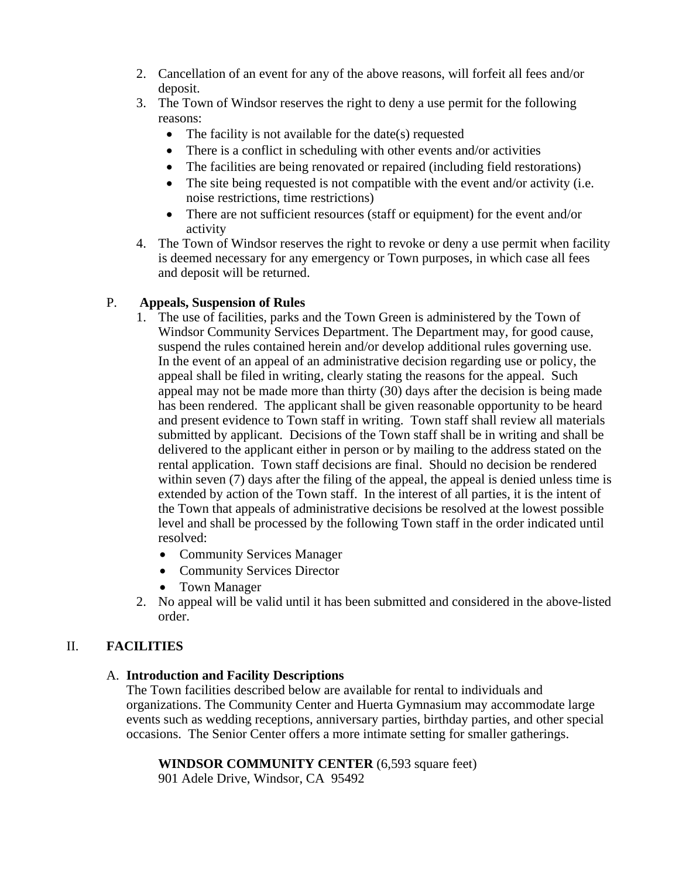2. Cancellation of an event for any of the above reasons, will forfeit all fees and/or deposit.
3. The Town of Windsor reserves the right to deny a use permit for the following reasons:
   - The facility is not available for the date(s) requested
   - There is a conflict in scheduling with other events and/or activities
   - The facilities are being renovated or repaired (including field restorations)
   - The site being requested is not compatible with the event and/or activity (i.e. noise restrictions, time restrictions)
   - There are not sufficient resources (staff or equipment) for the event and/or activity
4. The Town of Windsor reserves the right to revoke or deny a use permit when facility is deemed necessary for any emergency or Town purposes, in which case all fees and deposit will be returned.

P. **Appeals, Suspension of Rules**

1. The use of facilities, parks and the Town Green is administered by the Town of Windsor Community Services Department. The Department may, for good cause, suspend the rules contained herein and/or develop additional rules governing use. In the event of an appeal of an administrative decision regarding use or policy, the appeal shall be filed in writing, clearly stating the reasons for the appeal. Such appeal may not be made more than thirty (30) days after the decision is being made has been rendered. The applicant shall be given reasonable opportunity to be heard and present evidence to Town staff in writing. Town staff shall review all materials submitted by applicant. Decisions of the Town staff shall be in writing and shall be delivered to the applicant either in person or by mailing to the address stated on the rental application. Town staff decisions are final. Should no decision be rendered within seven (7) days after the filing of the appeal, the appeal is denied unless time is extended by action of the Town staff. In the interest of all parties, it is the intent of the Town that appeals of administrative decisions be resolved at the lowest possible level and shall be processed by the following Town staff in the order indicated until resolved:
   - Community Services Manager
   - Community Services Director
   - Town Manager
2. No appeal will be valid until it has been submitted and considered in the above-listed order.

## II. FACILITIES

### A. Introduction and Facility Descriptions

The Town facilities described below are available for rental to individuals and organizations. The Community Center and Huerta Gymnasium may accommodate large events such as wedding receptions, anniversary parties, birthday parties, and other special occasions. The Senior Center offers a more intimate setting for smaller gatherings.

**WINDSOR COMMUNITY CENTER** (6,593 square feet)
901 Adele Drive, Windsor, CA 95492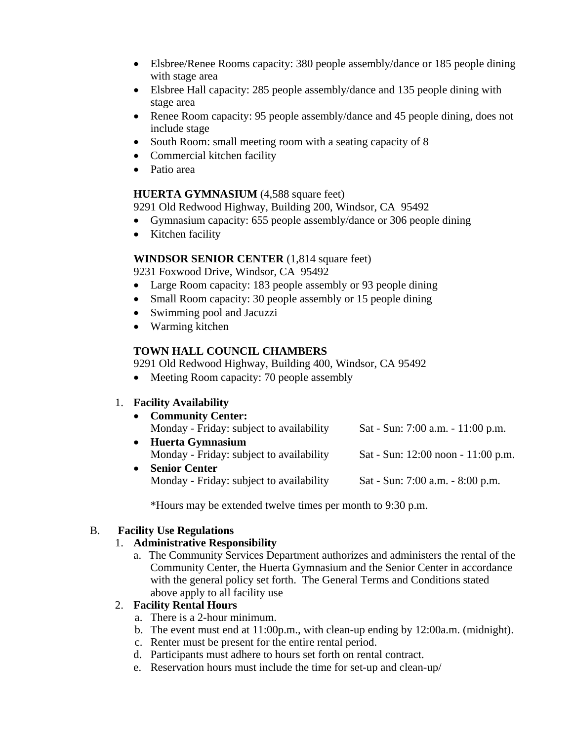- Elsbree/Renee Rooms capacity: 380 people assembly/dance or 185 people dining with stage area
- Elsbree Hall capacity: 285 people assembly/dance and 135 people dining with stage area
- Renee Room capacity: 95 people assembly/dance and 45 people dining, does not include stage
- South Room: small meeting room with a seating capacity of 8
- Commercial kitchen facility
- Patio area

**HUERTA GYMNASIUM** (4,588 square feet)
9291 Old Redwood Highway, Building 200, Windsor, CA 95492

- Gymnasium capacity: 655 people assembly/dance or 306 people dining
- Kitchen facility

**WINDSOR SENIOR CENTER** (1,814 square feet)
9231 Foxwood Drive, Windsor, CA 95492

- Large Room capacity: 183 people assembly or 93 people dining
- Small Room capacity: 30 people assembly or 15 people dining
- Swimming pool and Jacuzzi
- Warming kitchen

**TOWN HALL COUNCIL CHAMBERS**
9291 Old Redwood Highway, Building 400, Windsor, CA 95492

- Meeting Room capacity: 70 people assembly

1. **Facility Availability**
   - **Community Center:**
     Monday - Friday: subject to availability    Sat - Sun: 7:00 a.m. - 11:00 p.m.
   - **Huerta Gymnasium**
     Monday - Friday: subject to availability    Sat - Sun: 12:00 noon - 11:00 p.m.
   - **Senior Center**
     Monday - Friday: subject to availability    Sat - Sun: 7:00 a.m. - 8:00 p.m.

   *Hours may be extended twelve times per month to 9:30 p.m.

B. **Facility Use Regulations**

1. **Administrative Responsibility**
   a. The Community Services Department authorizes and administers the rental of the Community Center, the Huerta Gymnasium and the Senior Center in accordance with the general policy set forth. The General Terms and Conditions stated above apply to all facility use
2. **Facility Rental Hours**
   a. There is a 2-hour minimum.
   b. The event must end at 11:00p.m., with clean-up ending by 12:00a.m. (midnight).
   c. Renter must be present for the entire rental period.
   d. Participants must adhere to hours set forth on rental contract.
   e. Reservation hours must include the time for set-up and clean-up/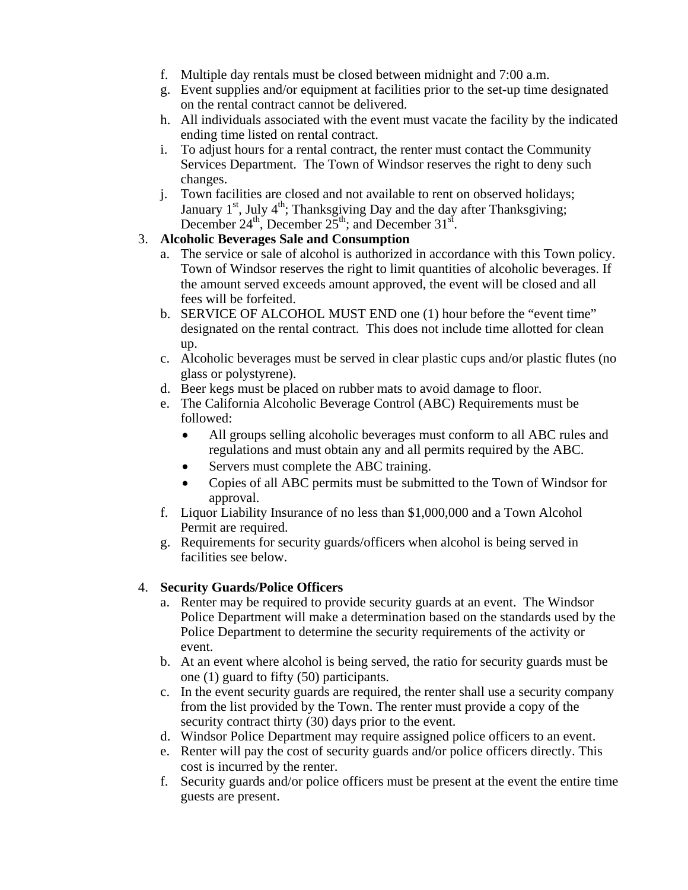f. Multiple day rentals must be closed between midnight and 7:00 a.m.
g. Event supplies and/or equipment at facilities prior to the set-up time designated on the rental contract cannot be delivered.
h. All individuals associated with the event must vacate the facility by the indicated ending time listed on rental contract.
i. To adjust hours for a rental contract, the renter must contact the Community Services Department. The Town of Windsor reserves the right to deny such changes.
j. Town facilities are closed and not available to rent on observed holidays; January 1st, July 4th; Thanksgiving Day and the day after Thanksgiving; December 24th, December 25th; and December 31st.

3. **Alcoholic Beverages Sale and Consumption**
   a. The service or sale of alcohol is authorized in accordance with this Town policy. Town of Windsor reserves the right to limit quantities of alcoholic beverages. If the amount served exceeds amount approved, the event will be closed and all fees will be forfeited.
   b. SERVICE OF ALCOHOL MUST END one (1) hour before the "event time" designated on the rental contract. This does not include time allotted for clean up.
   c. Alcoholic beverages must be served in clear plastic cups and/or plastic flutes (no glass or polystyrene).
   d. Beer kegs must be placed on rubber mats to avoid damage to floor.
   e. The California Alcoholic Beverage Control (ABC) Requirements must be followed:
      - All groups selling alcoholic beverages must conform to all ABC rules and regulations and must obtain any and all permits required by the ABC.
      - Servers must complete the ABC training.
      - Copies of all ABC permits must be submitted to the Town of Windsor for approval.
   f. Liquor Liability Insurance of no less than $1,000,000 and a Town Alcohol Permit are required.
   g. Requirements for security guards/officers when alcohol is being served in facilities see below.

4. **Security Guards/Police Officers**
   a. Renter may be required to provide security guards at an event. The Windsor Police Department will make a determination based on the standards used by the Police Department to determine the security requirements of the activity or event.
   b. At an event where alcohol is being served, the ratio for security guards must be one (1) guard to fifty (50) participants.
   c. In the event security guards are required, the renter shall use a security company from the list provided by the Town. The renter must provide a copy of the security contract thirty (30) days prior to the event.
   d. Windsor Police Department may require assigned police officers to an event.
   e. Renter will pay the cost of security guards and/or police officers directly. This cost is incurred by the renter.
   f. Security guards and/or police officers must be present at the event the entire time guests are present.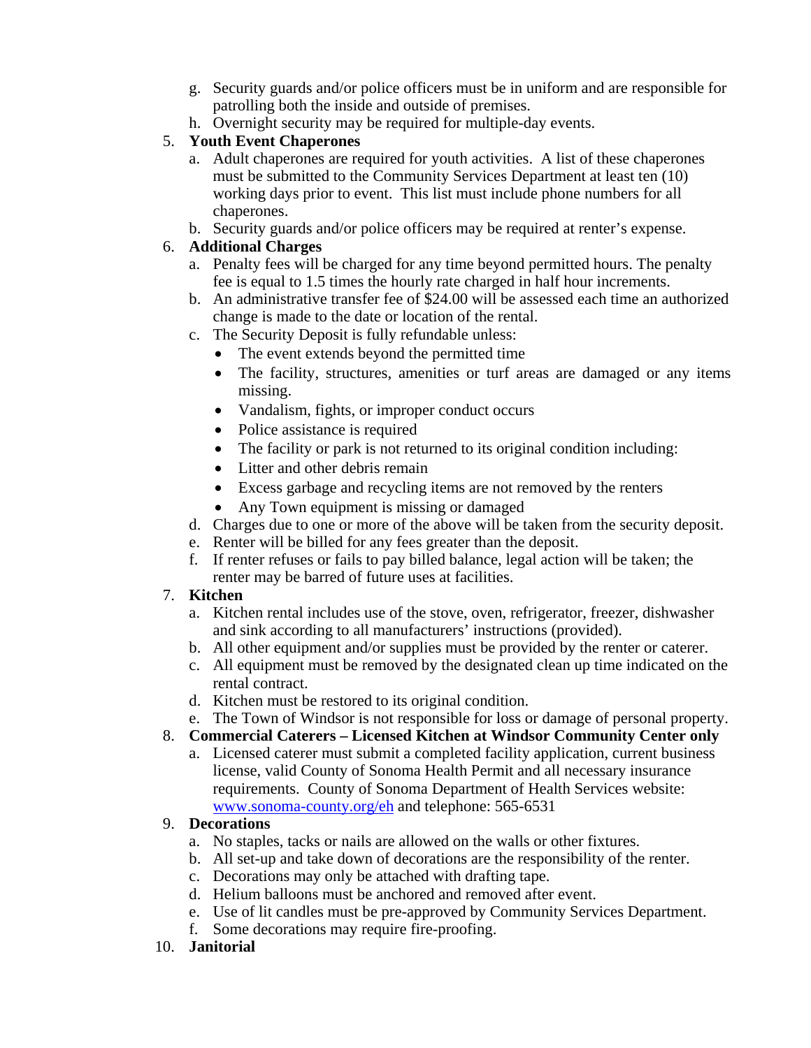g. Security guards and/or police officers must be in uniform and are responsible for patrolling both the inside and outside of premises.
h. Overnight security may be required for multiple-day events.

5. **Youth Event Chaperones**
   a. Adult chaperones are required for youth activities. A list of these chaperones must be submitted to the Community Services Department at least ten (10) working days prior to event. This list must include phone numbers for all chaperones.
   b. Security guards and/or police officers may be required at renter's expense.

6. **Additional Charges**
   a. Penalty fees will be charged for any time beyond permitted hours. The penalty fee is equal to 1.5 times the hourly rate charged in half hour increments.
   b. An administrative transfer fee of $24.00 will be assessed each time an authorized change is made to the date or location of the rental.
   c. The Security Deposit is fully refundable unless:
      - The event extends beyond the permitted time
      - The facility, structures, amenities or turf areas are damaged or any items missing.
      - Vandalism, fights, or improper conduct occurs
      - Police assistance is required
      - The facility or park is not returned to its original condition including:
      - Litter and other debris remain
      - Excess garbage and recycling items are not removed by the renters
      - Any Town equipment is missing or damaged
   d. Charges due to one or more of the above will be taken from the security deposit.
   e. Renter will be billed for any fees greater than the deposit.
   f. If renter refuses or fails to pay billed balance, legal action will be taken; the renter may be barred of future uses at facilities.

7. **Kitchen**
   a. Kitchen rental includes use of the stove, oven, refrigerator, freezer, dishwasher and sink according to all manufacturers' instructions (provided).
   b. All other equipment and/or supplies must be provided by the renter or caterer.
   c. All equipment must be removed by the designated clean up time indicated on the rental contract.
   d. Kitchen must be restored to its original condition.
   e. The Town of Windsor is not responsible for loss or damage of personal property.

8. **Commercial Caterers – Licensed Kitchen at Windsor Community Center only**
   a. Licensed caterer must submit a completed facility application, current business license, valid County of Sonoma Health Permit and all necessary insurance requirements. County of Sonoma Department of Health Services website: www.sonoma-county.org/eh and telephone: 565-6531

9. **Decorations**
   a. No staples, tacks or nails are allowed on the walls or other fixtures.
   b. All set-up and take down of decorations are the responsibility of the renter.
   c. Decorations may only be attached with drafting tape.
   d. Helium balloons must be anchored and removed after event.
   e. Use of lit candles must be pre-approved by Community Services Department.
   f. Some decorations may require fire-proofing.

10. **Janitorial**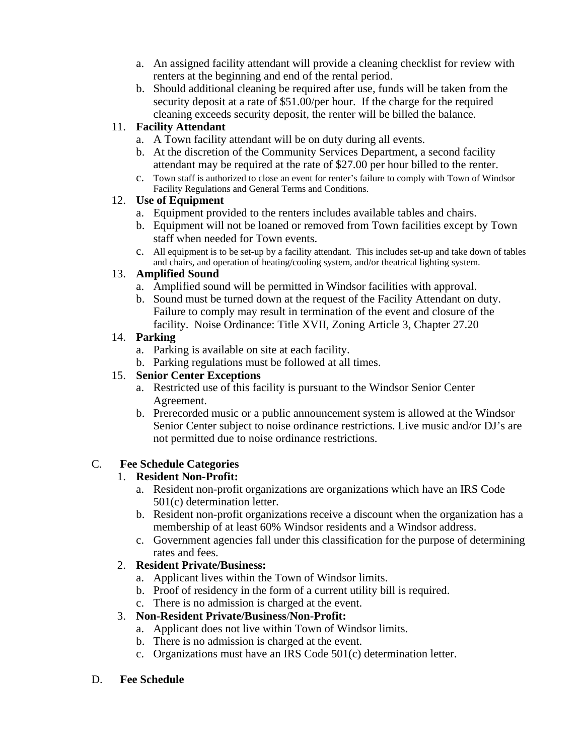a. An assigned facility attendant will provide a cleaning checklist for review with renters at the beginning and end of the rental period.
   b. Should additional cleaning be required after use, funds will be taken from the security deposit at a rate of $51.00/per hour. If the charge for the required cleaning exceeds security deposit, the renter will be billed the balance.

11. **Facility Attendant**
   a. A Town facility attendant will be on duty during all events.
   b. At the discretion of the Community Services Department, a second facility attendant may be required at the rate of $27.00 per hour billed to the renter.
   c. Town staff is authorized to close an event for renter's failure to comply with Town of Windsor Facility Regulations and General Terms and Conditions.

12. **Use of Equipment**
   a. Equipment provided to the renters includes available tables and chairs.
   b. Equipment will not be loaned or removed from Town facilities except by Town staff when needed for Town events.
   c. All equipment is to be set-up by a facility attendant. This includes set-up and take down of tables and chairs, and operation of heating/cooling system, and/or theatrical lighting system.

13. **Amplified Sound**
   a. Amplified sound will be permitted in Windsor facilities with approval.
   b. Sound must be turned down at the request of the Facility Attendant on duty. Failure to comply may result in termination of the event and closure of the facility. Noise Ordinance: Title XVII, Zoning Article 3, Chapter 27.20

14. **Parking**
   a. Parking is available on site at each facility.
   b. Parking regulations must be followed at all times.

15. **Senior Center Exceptions**
   a. Restricted use of this facility is pursuant to the Windsor Senior Center Agreement.
   b. Prerecorded music or a public announcement system is allowed at the Windsor Senior Center subject to noise ordinance restrictions. Live music and/or DJ's are not permitted due to noise ordinance restrictions.

C. **Fee Schedule Categories**

1. **Resident Non-Profit:**
   a. Resident non-profit organizations are organizations which have an IRS Code 501(c) determination letter.
   b. Resident non-profit organizations receive a discount when the organization has a membership of at least 60% Windsor residents and a Windsor address.
   c. Government agencies fall under this classification for the purpose of determining rates and fees.

2. **Resident Private/Business:**
   a. Applicant lives within the Town of Windsor limits.
   b. Proof of residency in the form of a current utility bill is required.
   c. There is no admission is charged at the event.

3. **Non-Resident Private/Business/Non-Profit:**
   a. Applicant does not live within Town of Windsor limits.
   b. There is no admission is charged at the event.
   c. Organizations must have an IRS Code 501(c) determination letter.

D. **Fee Schedule**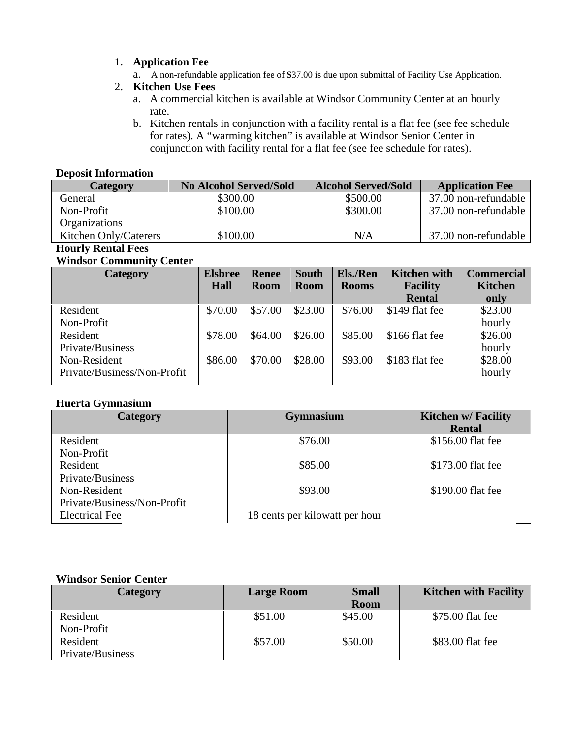1. **Application Fee**
   a. A non-refundable application fee of **$**37.00 is due upon submittal of Facility Use Application.
2. **Kitchen Use Fees**
   a. A commercial kitchen is available at Windsor Community Center at an hourly rate.
   b. Kitchen rentals in conjunction with a facility rental is a flat fee (see fee schedule for rates). A "warming kitchen" is available at Windsor Senior Center in conjunction with facility rental for a flat fee (see fee schedule for rates).

**Deposit Information**

| Category | No Alcohol Served/Sold | Alcohol Served/Sold | Application Fee |
|---|---|---|---|
| General | $300.00 | $500.00 | 37.00 non-refundable |
| Non-Profit Organizations | $100.00 | $300.00 | 37.00 non-refundable |
| Kitchen Only/Caterers | $100.00 | N/A | 37.00 non-refundable |

**Hourly Rental Fees**

**Windsor Community Center**

| Category | Elsbree Hall | Renee Room | South Room | Els./Ren Rooms | Kitchen with Facility Rental | Commercial Kitchen only |
|---|---|---|---|---|---|---|
| Resident Non-Profit | $70.00 | $57.00 | $23.00 | $76.00 | $149 flat fee | $23.00 hourly |
| Resident Private/Business | $78.00 | $64.00 | $26.00 | $85.00 | $166 flat fee | $26.00 hourly |
| Non-Resident Private/Business/Non-Profit | $86.00 | $70.00 | $28.00 | $93.00 | $183 flat fee | $28.00 hourly |

**Huerta Gymnasium**

| Category | Gymnasium | Kitchen w/ Facility Rental |
|---|---|---|
| Resident Non-Profit | $76.00 | $156.00 flat fee |
| Resident Private/Business | $85.00 | $173.00 flat fee |
| Non-Resident Private/Business/Non-Profit | $93.00 | $190.00 flat fee |
| Electrical Fee | 18 cents per kilowatt per hour | |

**Windsor Senior Center**

| Category | Large Room | Small Room | Kitchen with Facility |
|---|---|---|---|
| Resident Non-Profit | $51.00 | $45.00 | $75.00 flat fee |
| Resident Private/Business | $57.00 | $50.00 | $83.00 flat fee |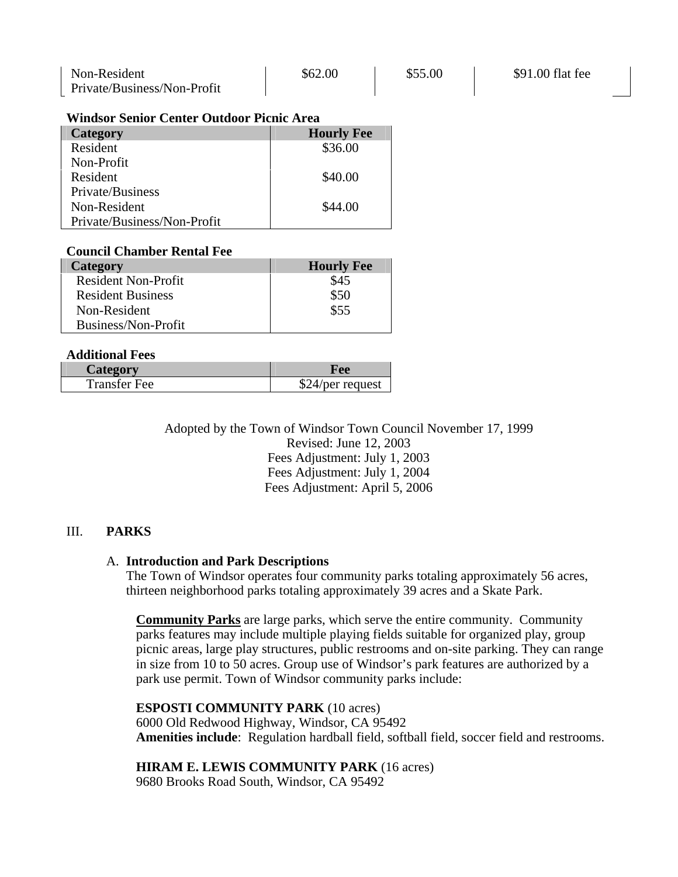| Non-Resident Private/Business/Non-Profit | $62.00 | $55.00 | $91.00 flat fee |
|---|---|---|---|

**Windsor Senior Center Outdoor Picnic Area**

| Category | Hourly Fee |
|---|---|
| Resident Non-Profit | $36.00 |
| Resident Private/Business | $40.00 |
| Non-Resident Private/Business/Non-Profit | $44.00 |

**Council Chamber Rental Fee**

| Category | Hourly Fee |
|---|---|
| Resident Non-Profit | $45 |
| Resident Business | $50 |
| Non-Resident Business/Non-Profit | $55 |

**Additional Fees**

| Category | Fee |
|---|---|
| Transfer Fee | $24/per request |

Adopted by the Town of Windsor Town Council November 17, 1999
Revised: June 12, 2003
Fees Adjustment: July 1, 2003
Fees Adjustment: July 1, 2004
Fees Adjustment: April 5, 2006

## III. PARKS

### A. Introduction and Park Descriptions

The Town of Windsor operates four community parks totaling approximately 56 acres, thirteen neighborhood parks totaling approximately 39 acres and a Skate Park.

**Community Parks** are large parks, which serve the entire community. Community parks features may include multiple playing fields suitable for organized play, group picnic areas, large play structures, public restrooms and on-site parking. They can range in size from 10 to 50 acres. Group use of Windsor's park features are authorized by a park use permit. Town of Windsor community parks include:

**ESPOSTI COMMUNITY PARK** (10 acres)
6000 Old Redwood Highway, Windsor, CA 95492
**Amenities include**: Regulation hardball field, softball field, soccer field and restrooms.

**HIRAM E. LEWIS COMMUNITY PARK** (16 acres)
9680 Brooks Road South, Windsor, CA 95492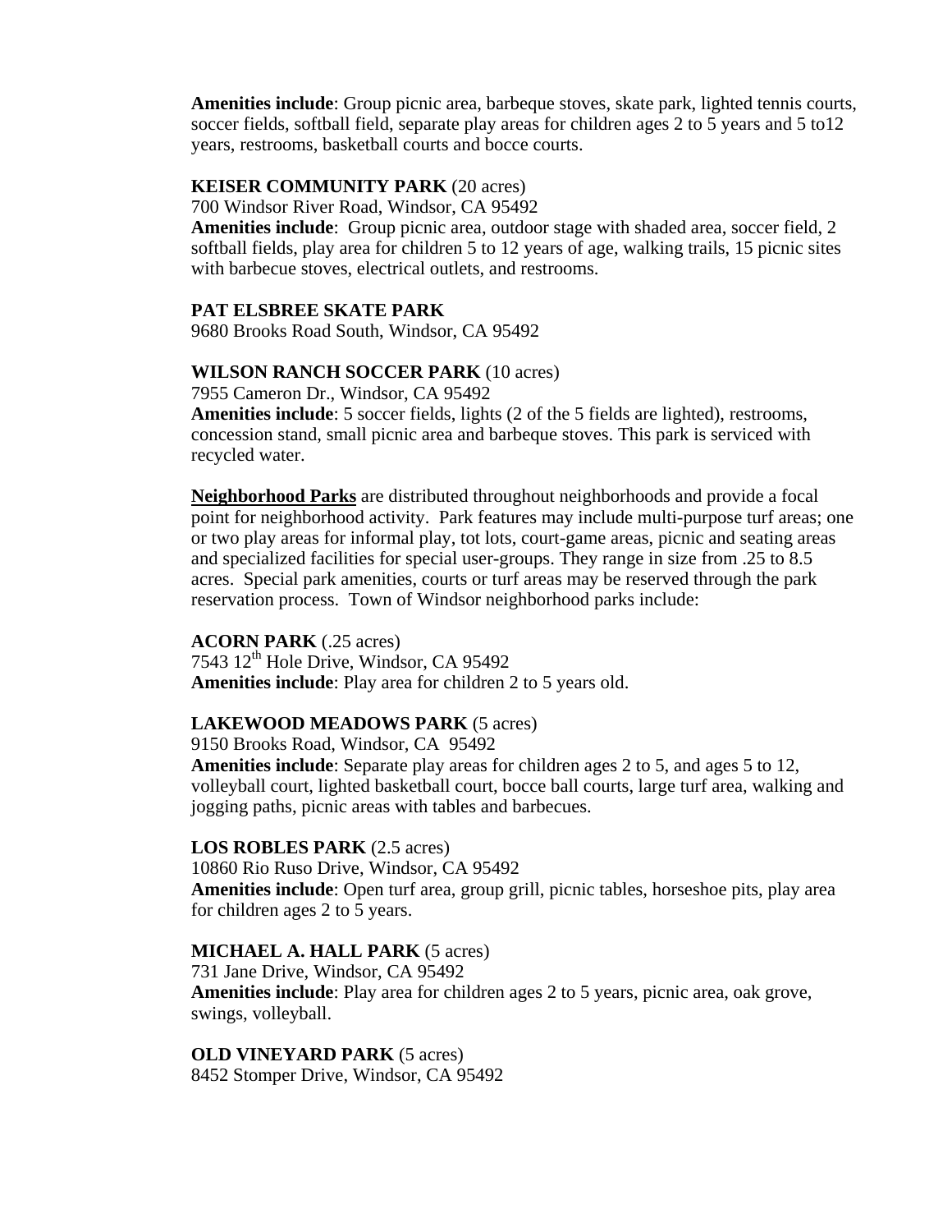**Amenities include**: Group picnic area, barbeque stoves, skate park, lighted tennis courts, soccer fields, softball field, separate play areas for children ages 2 to 5 years and 5 to12 years, restrooms, basketball courts and bocce courts.

**KEISER COMMUNITY PARK** (20 acres)
700 Windsor River Road, Windsor, CA 95492
**Amenities include**: Group picnic area, outdoor stage with shaded area, soccer field, 2 softball fields, play area for children 5 to 12 years of age, walking trails, 15 picnic sites with barbecue stoves, electrical outlets, and restrooms.

**PAT ELSBREE SKATE PARK**
9680 Brooks Road South, Windsor, CA 95492

**WILSON RANCH SOCCER PARK** (10 acres)
7955 Cameron Dr., Windsor, CA 95492
**Amenities include**: 5 soccer fields, lights (2 of the 5 fields are lighted), restrooms, concession stand, small picnic area and barbeque stoves. This park is serviced with recycled water.

**Neighborhood Parks** are distributed throughout neighborhoods and provide a focal point for neighborhood activity. Park features may include multi-purpose turf areas; one or two play areas for informal play, tot lots, court-game areas, picnic and seating areas and specialized facilities for special user-groups. They range in size from .25 to 8.5 acres. Special park amenities, courts or turf areas may be reserved through the park reservation process. Town of Windsor neighborhood parks include:

**ACORN PARK** (.25 acres)
7543 12th Hole Drive, Windsor, CA 95492
**Amenities include**: Play area for children 2 to 5 years old.

**LAKEWOOD MEADOWS PARK** (5 acres)
9150 Brooks Road, Windsor, CA 95492
**Amenities include**: Separate play areas for children ages 2 to 5, and ages 5 to 12, volleyball court, lighted basketball court, bocce ball courts, large turf area, walking and jogging paths, picnic areas with tables and barbecues.

**LOS ROBLES PARK** (2.5 acres)
10860 Rio Ruso Drive, Windsor, CA 95492
**Amenities include**: Open turf area, group grill, picnic tables, horseshoe pits, play area for children ages 2 to 5 years.

**MICHAEL A. HALL PARK** (5 acres)
731 Jane Drive, Windsor, CA 95492
**Amenities include**: Play area for children ages 2 to 5 years, picnic area, oak grove, swings, volleyball.

**OLD VINEYARD PARK** (5 acres)
8452 Stomper Drive, Windsor, CA 95492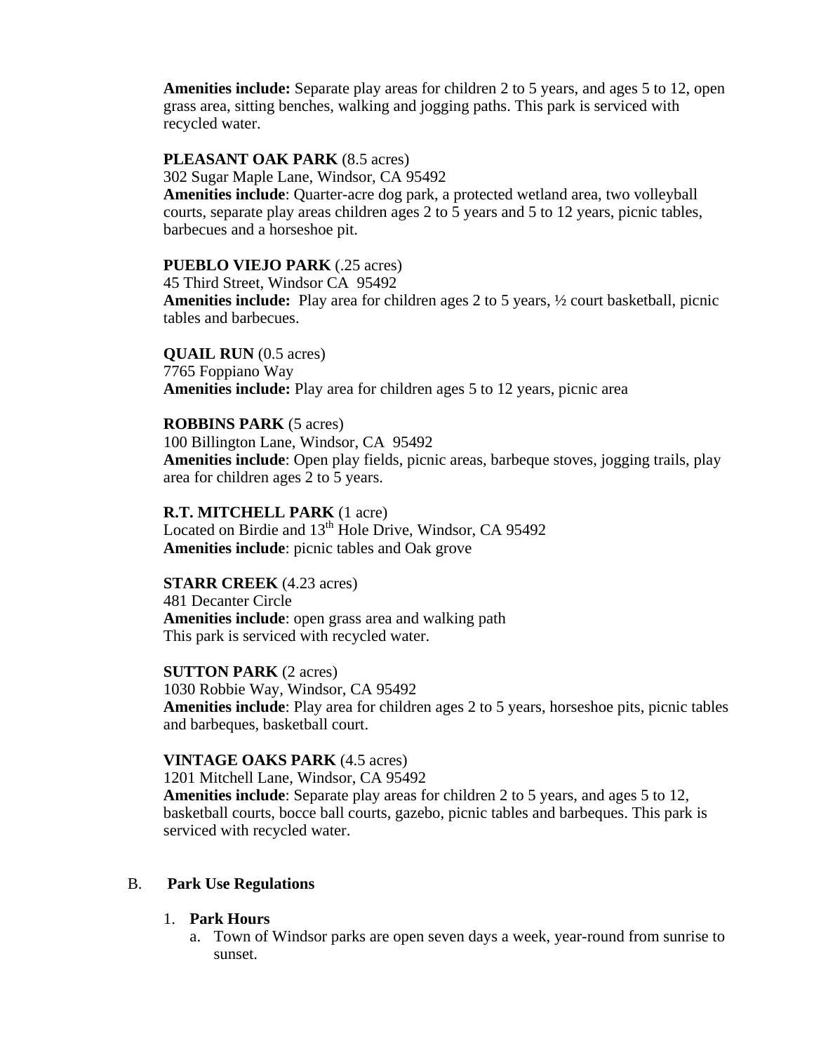**Amenities include:** Separate play areas for children 2 to 5 years, and ages 5 to 12, open grass area, sitting benches, walking and jogging paths. This park is serviced with recycled water.

**PLEASANT OAK PARK** (8.5 acres)
302 Sugar Maple Lane, Windsor, CA 95492
**Amenities include**: Quarter-acre dog park, a protected wetland area, two volleyball courts, separate play areas children ages 2 to 5 years and 5 to 12 years, picnic tables, barbecues and a horseshoe pit.

**PUEBLO VIEJO PARK** (.25 acres)
45 Third Street, Windsor CA 95492
**Amenities include:** Play area for children ages 2 to 5 years, ½ court basketball, picnic tables and barbecues.

**QUAIL RUN** (0.5 acres)
7765 Foppiano Way
**Amenities include:** Play area for children ages 5 to 12 years, picnic area

**ROBBINS PARK** (5 acres)
100 Billington Lane, Windsor, CA 95492
**Amenities include**: Open play fields, picnic areas, barbeque stoves, jogging trails, play area for children ages 2 to 5 years.

**R.T. MITCHELL PARK** (1 acre)
Located on Birdie and 13th Hole Drive, Windsor, CA 95492
**Amenities include**: picnic tables and Oak grove

**STARR CREEK** (4.23 acres)
481 Decanter Circle
**Amenities include**: open grass area and walking path
This park is serviced with recycled water.

**SUTTON PARK** (2 acres)
1030 Robbie Way, Windsor, CA 95492
**Amenities include**: Play area for children ages 2 to 5 years, horseshoe pits, picnic tables and barbeques, basketball court.

**VINTAGE OAKS PARK** (4.5 acres)
1201 Mitchell Lane, Windsor, CA 95492
**Amenities include**: Separate play areas for children 2 to 5 years, and ages 5 to 12, basketball courts, bocce ball courts, gazebo, picnic tables and barbeques. This park is serviced with recycled water.

## B. Park Use Regulations

1. **Park Hours**
   a. Town of Windsor parks are open seven days a week, year-round from sunrise to sunset.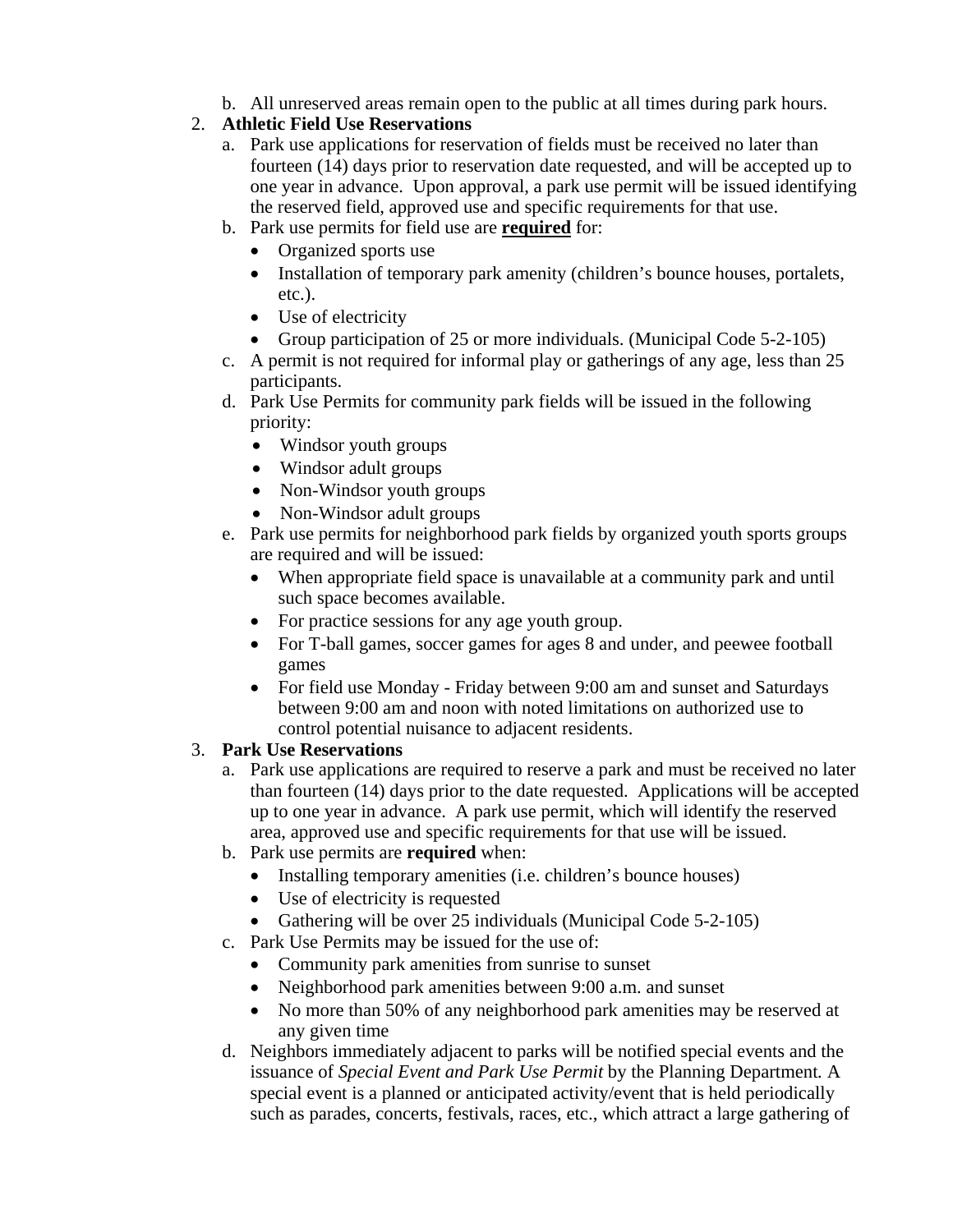b. All unreserved areas remain open to the public at all times during park hours.

2. **Athletic Field Use Reservations**
   a. Park use applications for reservation of fields must be received no later than fourteen (14) days prior to reservation date requested, and will be accepted up to one year in advance. Upon approval, a park use permit will be issued identifying the reserved field, approved use and specific requirements for that use.
   b. Park use permits for field use are <u>**required**</u> for:
      - Organized sports use
      - Installation of temporary park amenity (children's bounce houses, portalets, etc.).
      - Use of electricity
      - Group participation of 25 or more individuals. (Municipal Code 5-2-105)
   c. A permit is not required for informal play or gatherings of any age, less than 25 participants.
   d. Park Use Permits for community park fields will be issued in the following priority:
      - Windsor youth groups
      - Windsor adult groups
      - Non-Windsor youth groups
      - Non-Windsor adult groups
   e. Park use permits for neighborhood park fields by organized youth sports groups are required and will be issued:
      - When appropriate field space is unavailable at a community park and until such space becomes available.
      - For practice sessions for any age youth group.
      - For T-ball games, soccer games for ages 8 and under, and peewee football games
      - For field use Monday - Friday between 9:00 am and sunset and Saturdays between 9:00 am and noon with noted limitations on authorized use to control potential nuisance to adjacent residents.

3. **Park Use Reservations**
   a. Park use applications are required to reserve a park and must be received no later than fourteen (14) days prior to the date requested. Applications will be accepted up to one year in advance. A park use permit, which will identify the reserved area, approved use and specific requirements for that use will be issued.
   b. Park use permits are **required** when:
      - Installing temporary amenities (i.e. children's bounce houses)
      - Use of electricity is requested
      - Gathering will be over 25 individuals (Municipal Code 5-2-105)
   c. Park Use Permits may be issued for the use of:
      - Community park amenities from sunrise to sunset
      - Neighborhood park amenities between 9:00 a.m. and sunset
      - No more than 50% of any neighborhood park amenities may be reserved at any given time
   d. Neighbors immediately adjacent to parks will be notified special events and the issuance of *Special Event and Park Use Permit* by the Planning Department. A special event is a planned or anticipated activity/event that is held periodically such as parades, concerts, festivals, races, etc., which attract a large gathering of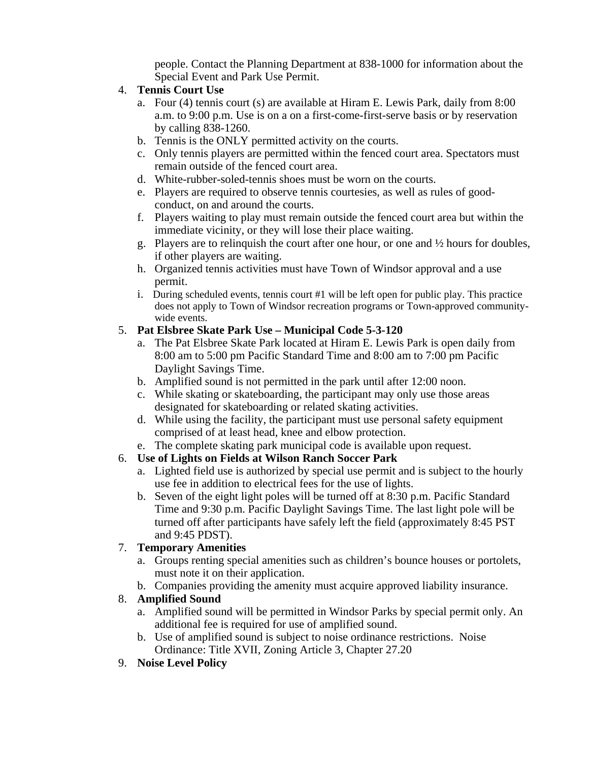people. Contact the Planning Department at 838-1000 for information about the Special Event and Park Use Permit.

4. **Tennis Court Use**
   a. Four (4) tennis court (s) are available at Hiram E. Lewis Park, daily from 8:00 a.m. to 9:00 p.m. Use is on a on a first-come-first-serve basis or by reservation by calling 838-1260.
   b. Tennis is the ONLY permitted activity on the courts.
   c. Only tennis players are permitted within the fenced court area. Spectators must remain outside of the fenced court area.
   d. White-rubber-soled-tennis shoes must be worn on the courts.
   e. Players are required to observe tennis courtesies, as well as rules of good-conduct, on and around the courts.
   f. Players waiting to play must remain outside the fenced court area but within the immediate vicinity, or they will lose their place waiting.
   g. Players are to relinquish the court after one hour, or one and ½ hours for doubles, if other players are waiting.
   h. Organized tennis activities must have Town of Windsor approval and a use permit.
   i. During scheduled events, tennis court #1 will be left open for public play. This practice does not apply to Town of Windsor recreation programs or Town-approved community-wide events.

5. **Pat Elsbree Skate Park Use – Municipal Code 5-3-120**
   a. The Pat Elsbree Skate Park located at Hiram E. Lewis Park is open daily from 8:00 am to 5:00 pm Pacific Standard Time and 8:00 am to 7:00 pm Pacific Daylight Savings Time.
   b. Amplified sound is not permitted in the park until after 12:00 noon.
   c. While skating or skateboarding, the participant may only use those areas designated for skateboarding or related skating activities.
   d. While using the facility, the participant must use personal safety equipment comprised of at least head, knee and elbow protection.
   e. The complete skating park municipal code is available upon request.

6. **Use of Lights on Fields at Wilson Ranch Soccer Park**
   a. Lighted field use is authorized by special use permit and is subject to the hourly use fee in addition to electrical fees for the use of lights.
   b. Seven of the eight light poles will be turned off at 8:30 p.m. Pacific Standard Time and 9:30 p.m. Pacific Daylight Savings Time. The last light pole will be turned off after participants have safely left the field (approximately 8:45 PST and 9:45 PDST).

7. **Temporary Amenities**
   a. Groups renting special amenities such as children's bounce houses or portolets, must note it on their application.
   b. Companies providing the amenity must acquire approved liability insurance.

8. **Amplified Sound**
   a. Amplified sound will be permitted in Windsor Parks by special permit only. An additional fee is required for use of amplified sound.
   b. Use of amplified sound is subject to noise ordinance restrictions. Noise Ordinance: Title XVII, Zoning Article 3, Chapter 27.20

9. **Noise Level Policy**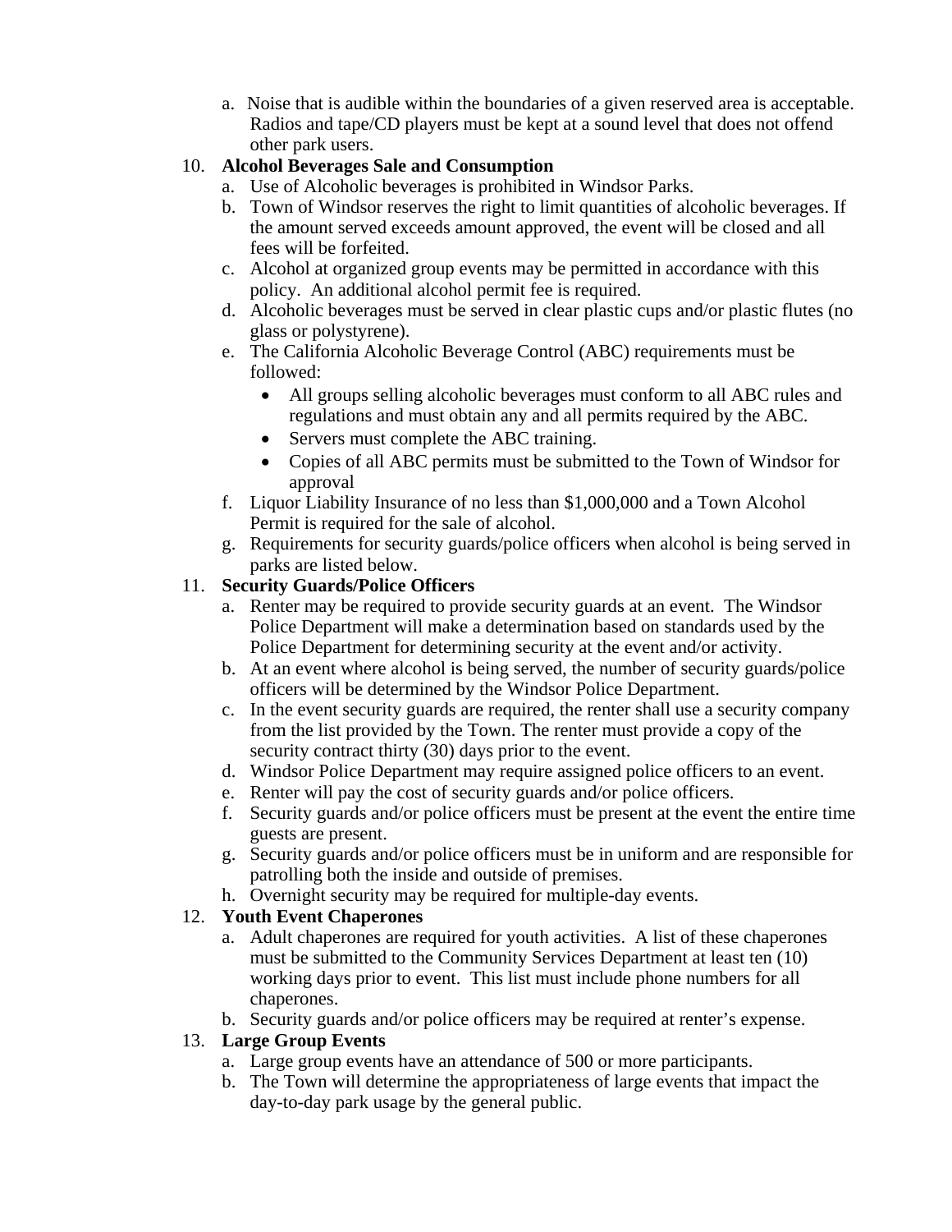a. Noise that is audible within the boundaries of a given reserved area is acceptable. Radios and tape/CD players must be kept at a sound level that does not offend other park users.

10. **Alcohol Beverages Sale and Consumption**
    a. Use of Alcoholic beverages is prohibited in Windsor Parks.
    b. Town of Windsor reserves the right to limit quantities of alcoholic beverages. If the amount served exceeds amount approved, the event will be closed and all fees will be forfeited.
    c. Alcohol at organized group events may be permitted in accordance with this policy. An additional alcohol permit fee is required.
    d. Alcoholic beverages must be served in clear plastic cups and/or plastic flutes (no glass or polystyrene).
    e. The California Alcoholic Beverage Control (ABC) requirements must be followed:
        - All groups selling alcoholic beverages must conform to all ABC rules and regulations and must obtain any and all permits required by the ABC.
        - Servers must complete the ABC training.
        - Copies of all ABC permits must be submitted to the Town of Windsor for approval
    f. Liquor Liability Insurance of no less than $1,000,000 and a Town Alcohol Permit is required for the sale of alcohol.
    g. Requirements for security guards/police officers when alcohol is being served in parks are listed below.

11. **Security Guards/Police Officers**
    a. Renter may be required to provide security guards at an event. The Windsor Police Department will make a determination based on standards used by the Police Department for determining security at the event and/or activity.
    b. At an event where alcohol is being served, the number of security guards/police officers will be determined by the Windsor Police Department.
    c. In the event security guards are required, the renter shall use a security company from the list provided by the Town. The renter must provide a copy of the security contract thirty (30) days prior to the event.
    d. Windsor Police Department may require assigned police officers to an event.
    e. Renter will pay the cost of security guards and/or police officers.
    f. Security guards and/or police officers must be present at the event the entire time guests are present.
    g. Security guards and/or police officers must be in uniform and are responsible for patrolling both the inside and outside of premises.
    h. Overnight security may be required for multiple-day events.

12. **Youth Event Chaperones**
    a. Adult chaperones are required for youth activities. A list of these chaperones must be submitted to the Community Services Department at least ten (10) working days prior to event. This list must include phone numbers for all chaperones.
    b. Security guards and/or police officers may be required at renter's expense.

13. **Large Group Events**
    a. Large group events have an attendance of 500 or more participants.
    b. The Town will determine the appropriateness of large events that impact the day-to-day park usage by the general public.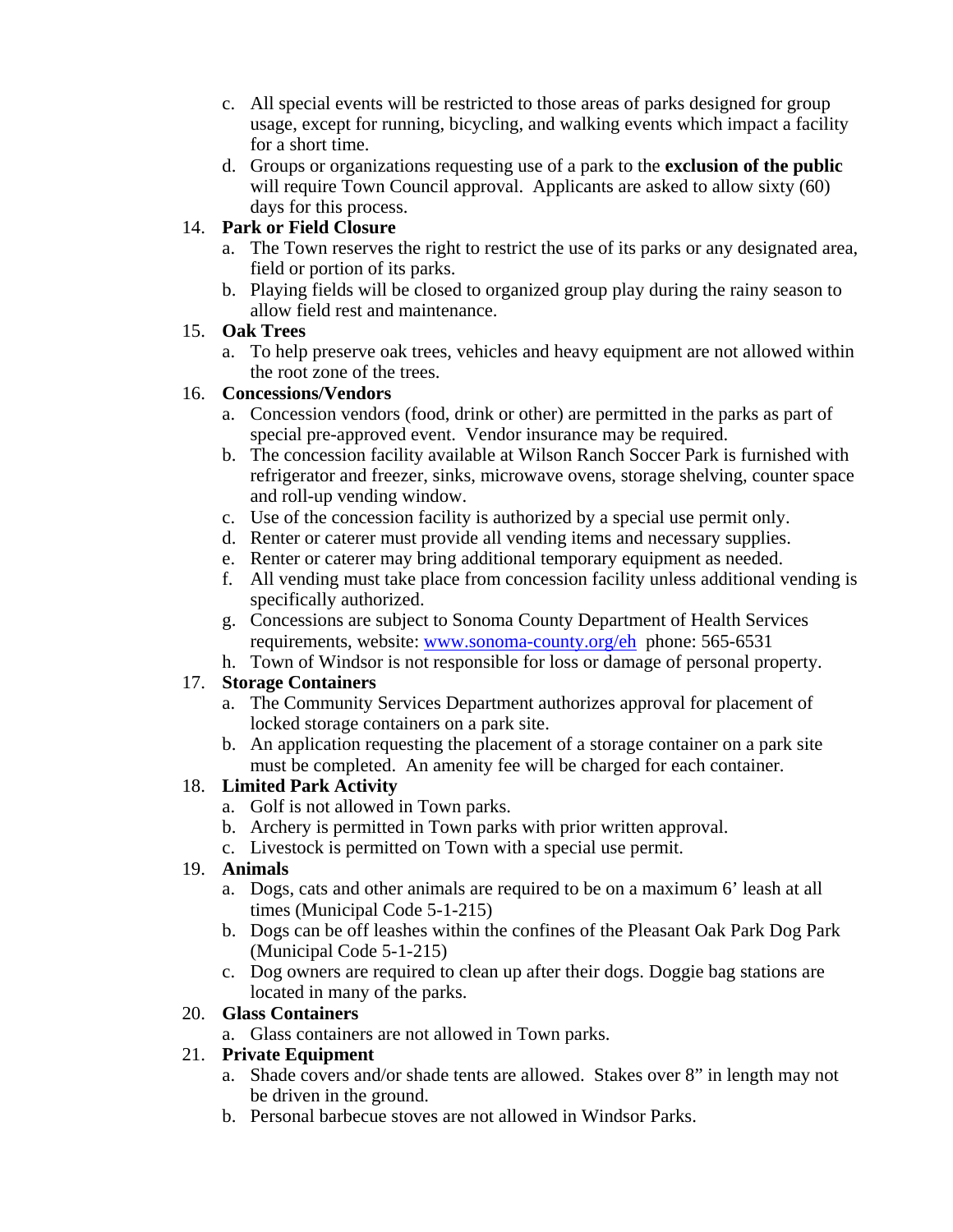c. All special events will be restricted to those areas of parks designed for group usage, except for running, bicycling, and walking events which impact a facility for a short time.

d. Groups or organizations requesting use of a park to the **exclusion of the public** will require Town Council approval. Applicants are asked to allow sixty (60) days for this process.

14. **Park or Field Closure**
    a. The Town reserves the right to restrict the use of its parks or any designated area, field or portion of its parks.
    b. Playing fields will be closed to organized group play during the rainy season to allow field rest and maintenance.

15. **Oak Trees**
    a. To help preserve oak trees, vehicles and heavy equipment are not allowed within the root zone of the trees.

16. **Concessions/Vendors**
    a. Concession vendors (food, drink or other) are permitted in the parks as part of special pre-approved event. Vendor insurance may be required.
    b. The concession facility available at Wilson Ranch Soccer Park is furnished with refrigerator and freezer, sinks, microwave ovens, storage shelving, counter space and roll-up vending window.
    c. Use of the concession facility is authorized by a special use permit only.
    d. Renter or caterer must provide all vending items and necessary supplies.
    e. Renter or caterer may bring additional temporary equipment as needed.
    f. All vending must take place from concession facility unless additional vending is specifically authorized.
    g. Concessions are subject to Sonoma County Department of Health Services requirements, website: [www.sonoma-county.org/eh](www.sonoma-county.org/eh) phone: 565-6531
    h. Town of Windsor is not responsible for loss or damage of personal property.

17. **Storage Containers**
    a. The Community Services Department authorizes approval for placement of locked storage containers on a park site.
    b. An application requesting the placement of a storage container on a park site must be completed. An amenity fee will be charged for each container.

18. **Limited Park Activity**
    a. Golf is not allowed in Town parks.
    b. Archery is permitted in Town parks with prior written approval.
    c. Livestock is permitted on Town with a special use permit.

19. **Animals**
    a. Dogs, cats and other animals are required to be on a maximum 6' leash at all times (Municipal Code 5-1-215)
    b. Dogs can be off leashes within the confines of the Pleasant Oak Park Dog Park (Municipal Code 5-1-215)
    c. Dog owners are required to clean up after their dogs. Doggie bag stations are located in many of the parks.

20. **Glass Containers**
    a. Glass containers are not allowed in Town parks.

21. **Private Equipment**
    a. Shade covers and/or shade tents are allowed. Stakes over 8" in length may not be driven in the ground.
    b. Personal barbecue stoves are not allowed in Windsor Parks.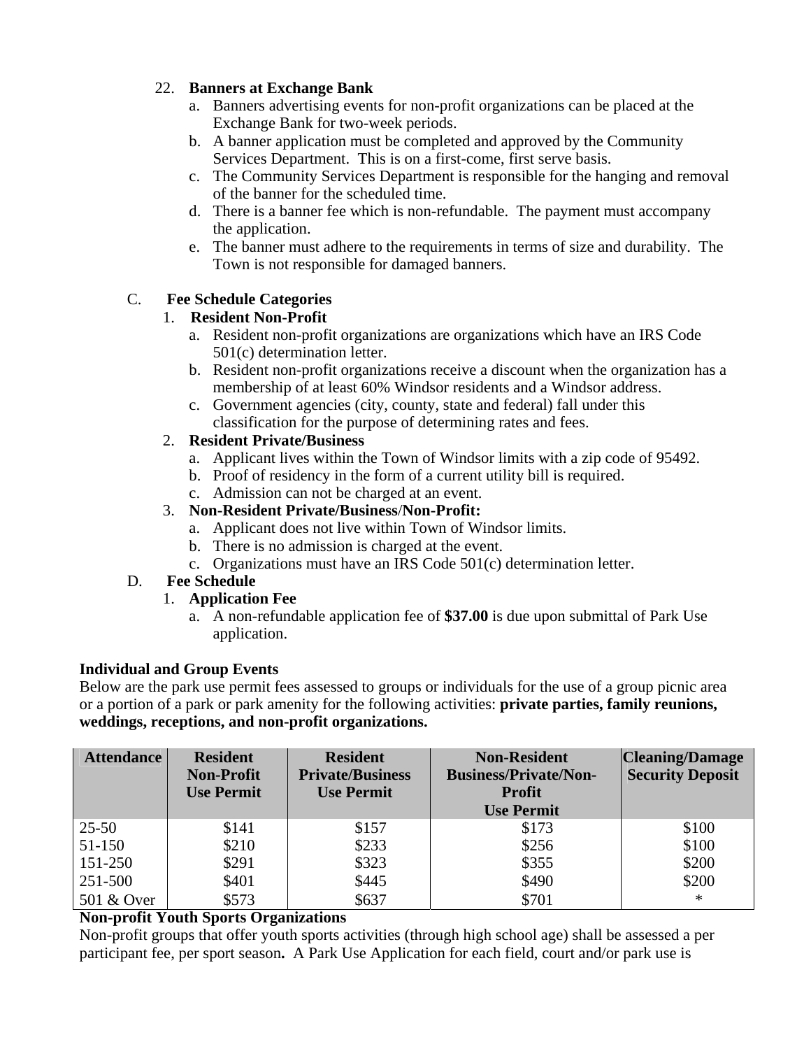22. **Banners at Exchange Bank**
    a. Banners advertising events for non-profit organizations can be placed at the Exchange Bank for two-week periods.
    b. A banner application must be completed and approved by the Community Services Department. This is on a first-come, first serve basis.
    c. The Community Services Department is responsible for the hanging and removal of the banner for the scheduled time.
    d. There is a banner fee which is non-refundable. The payment must accompany the application.
    e. The banner must adhere to the requirements in terms of size and durability. The Town is not responsible for damaged banners.

C. **Fee Schedule Categories**

1. **Resident Non-Profit**
    a. Resident non-profit organizations are organizations which have an IRS Code 501(c) determination letter.
    b. Resident non-profit organizations receive a discount when the organization has a membership of at least 60% Windsor residents and a Windsor address.
    c. Government agencies (city, county, state and federal) fall under this classification for the purpose of determining rates and fees.
2. **Resident Private/Business**
    a. Applicant lives within the Town of Windsor limits with a zip code of 95492.
    b. Proof of residency in the form of a current utility bill is required.
    c. Admission can not be charged at an event.
3. **Non-Resident Private/Business/Non-Profit:**
    a. Applicant does not live within Town of Windsor limits.
    b. There is no admission is charged at the event.
    c. Organizations must have an IRS Code 501(c) determination letter.

D. **Fee Schedule**

1. **Application Fee**
    a. A non-refundable application fee of **$37.00** is due upon submittal of Park Use application.

**Individual and Group Events**

Below are the park use permit fees assessed to groups or individuals for the use of a group picnic area or a portion of a park or park amenity for the following activities: **private parties, family reunions, weddings, receptions, and non-profit organizations.**

| Attendance | Resident Non-Profit Use Permit | Resident Private/Business Use Permit | Non-Resident Business/Private/Non-Profit Use Permit | Cleaning/Damage Security Deposit |
|---|---|---|---|---|
| 25-50 | $141 | $157 | $173 | $100 |
| 51-150 | $210 | $233 | $256 | $100 |
| 151-250 | $291 | $323 | $355 | $200 |
| 251-500 | $401 | $445 | $490 | $200 |
| 501 & Over | $573 | $637 | $701 | * |

**Non-profit Youth Sports Organizations**

Non-profit groups that offer youth sports activities (through high school age) shall be assessed a per participant fee, per sport season**.** A Park Use Application for each field, court and/or park use is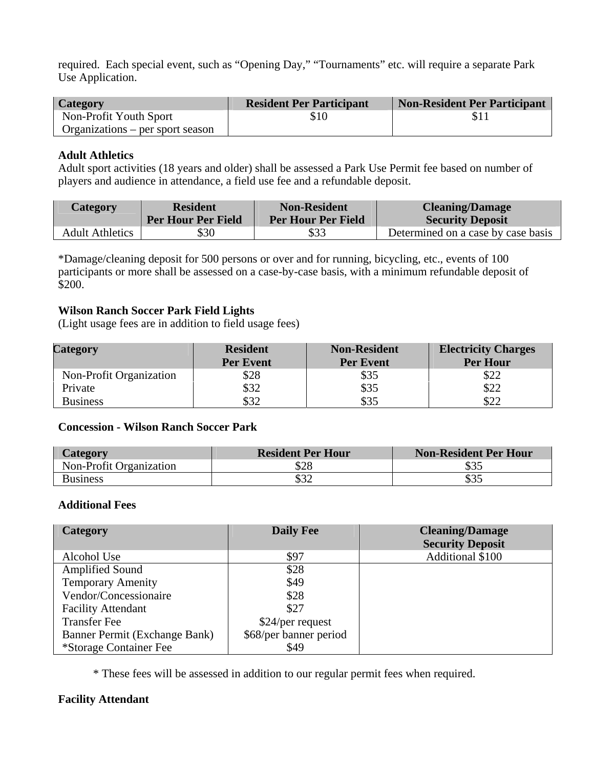required. Each special event, such as "Opening Day," "Tournaments" etc. will require a separate Park Use Application.

| Category | Resident Per Participant | Non-Resident Per Participant |
|---|---|---|
| Non-Profit Youth Sport Organizations – per sport season | $10 | $11 |

**Adult Athletics**

Adult sport activities (18 years and older) shall be assessed a Park Use Permit fee based on number of players and audience in attendance, a field use fee and a refundable deposit.

| Category | Resident Per Hour Per Field | Non-Resident Per Hour Per Field | Cleaning/Damage Security Deposit |
|---|---|---|---|
| Adult Athletics | $30 | $33 | Determined on a case by case basis |

*Damage/cleaning deposit for 500 persons or over and for running, bicycling, etc., events of 100 participants or more shall be assessed on a case-by-case basis, with a minimum refundable deposit of $200.

**Wilson Ranch Soccer Park Field Lights**

(Light usage fees are in addition to field usage fees)

| Category | Resident Per Event | Non-Resident Per Event | Electricity Charges Per Hour |
|---|---|---|---|
| Non-Profit Organization | $28 | $35 | $22 |
| Private | $32 | $35 | $22 |
| Business | $32 | $35 | $22 |

**Concession - Wilson Ranch Soccer Park**

| Category | Resident Per Hour | Non-Resident Per Hour |
|---|---|---|
| Non-Profit Organization | $28 | $35 |
| Business | $32 | $35 |

**Additional Fees**

| Category | Daily Fee | Cleaning/Damage Security Deposit |
|---|---|---|
| Alcohol Use | $97 | Additional $100 |
| Amplified Sound | $28 | |
| Temporary Amenity | $49 | |
| Vendor/Concessionaire | $28 | |
| Facility Attendant | $27 | |
| Transfer Fee | $24/per request | |
| Banner Permit (Exchange Bank) | $68/per banner period | |
| *Storage Container Fee | $49 | |

\* These fees will be assessed in addition to our regular permit fees when required.

**Facility Attendant**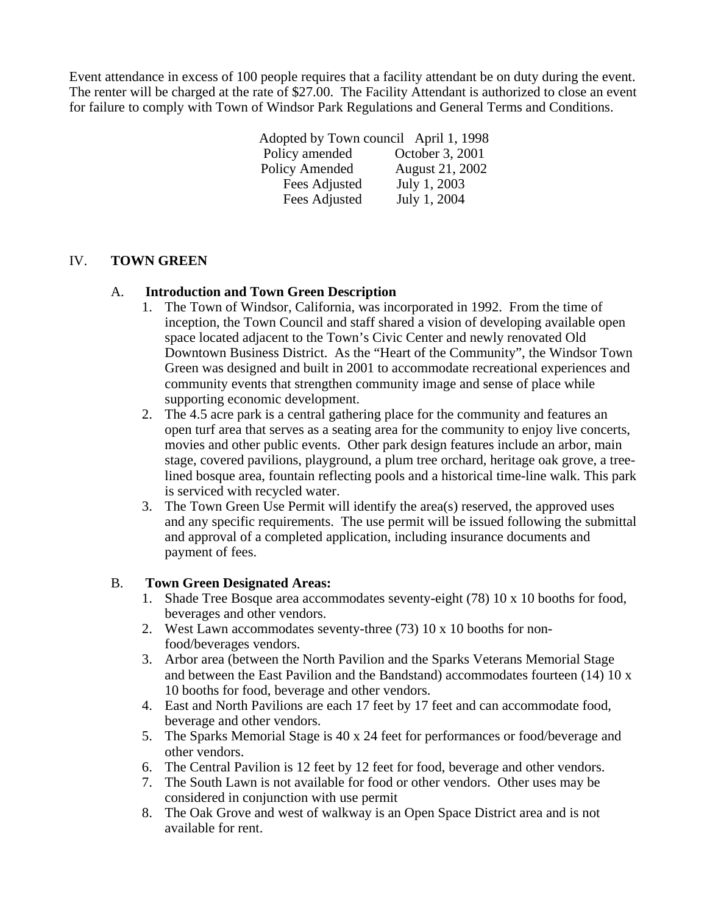Event attendance in excess of 100 people requires that a facility attendant be on duty during the event. The renter will be charged at the rate of $27.00. The Facility Attendant is authorized to close an event for failure to comply with Town of Windsor Park Regulations and General Terms and Conditions.

Adopted by Town council April 1, 1998
Policy amended October 3, 2001
Policy Amended August 21, 2002
Fees Adjusted July 1, 2003
Fees Adjusted July 1, 2004

## IV. TOWN GREEN

### A. Introduction and Town Green Description

1. The Town of Windsor, California, was incorporated in 1992. From the time of inception, the Town Council and staff shared a vision of developing available open space located adjacent to the Town's Civic Center and newly renovated Old Downtown Business District. As the "Heart of the Community", the Windsor Town Green was designed and built in 2001 to accommodate recreational experiences and community events that strengthen community image and sense of place while supporting economic development.
2. The 4.5 acre park is a central gathering place for the community and features an open turf area that serves as a seating area for the community to enjoy live concerts, movies and other public events. Other park design features include an arbor, main stage, covered pavilions, playground, a plum tree orchard, heritage oak grove, a tree-lined bosque area, fountain reflecting pools and a historical time-line walk. This park is serviced with recycled water.
3. The Town Green Use Permit will identify the area(s) reserved, the approved uses and any specific requirements. The use permit will be issued following the submittal and approval of a completed application, including insurance documents and payment of fees.

### B. Town Green Designated Areas:

1. Shade Tree Bosque area accommodates seventy-eight (78) 10 x 10 booths for food, beverages and other vendors.
2. West Lawn accommodates seventy-three (73) 10 x 10 booths for non-food/beverages vendors.
3. Arbor area (between the North Pavilion and the Sparks Veterans Memorial Stage and between the East Pavilion and the Bandstand) accommodates fourteen (14) 10 x 10 booths for food, beverage and other vendors.
4. East and North Pavilions are each 17 feet by 17 feet and can accommodate food, beverage and other vendors.
5. The Sparks Memorial Stage is 40 x 24 feet for performances or food/beverage and other vendors.
6. The Central Pavilion is 12 feet by 12 feet for food, beverage and other vendors.
7. The South Lawn is not available for food or other vendors. Other uses may be considered in conjunction with use permit
8. The Oak Grove and west of walkway is an Open Space District area and is not available for rent.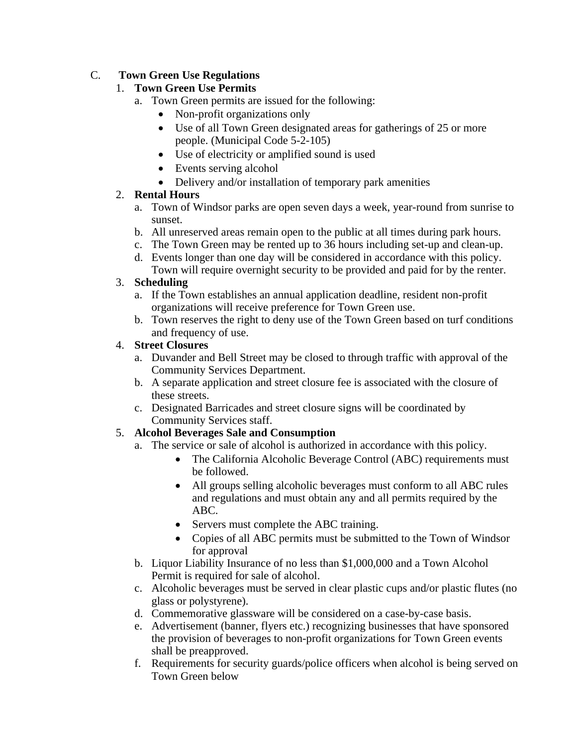C. **Town Green Use Regulations**

1. **Town Green Use Permits**
   a. Town Green permits are issued for the following:
      - Non-profit organizations only
      - Use of all Town Green designated areas for gatherings of 25 or more people. (Municipal Code 5-2-105)
      - Use of electricity or amplified sound is used
      - Events serving alcohol
      - Delivery and/or installation of temporary park amenities
2. **Rental Hours**
   a. Town of Windsor parks are open seven days a week, year-round from sunrise to sunset.
   b. All unreserved areas remain open to the public at all times during park hours.
   c. The Town Green may be rented up to 36 hours including set-up and clean-up.
   d. Events longer than one day will be considered in accordance with this policy. Town will require overnight security to be provided and paid for by the renter.
3. **Scheduling**
   a. If the Town establishes an annual application deadline, resident non-profit organizations will receive preference for Town Green use.
   b. Town reserves the right to deny use of the Town Green based on turf conditions and frequency of use.
4. **Street Closures**
   a. Duvander and Bell Street may be closed to through traffic with approval of the Community Services Department.
   b. A separate application and street closure fee is associated with the closure of these streets.
   c. Designated Barricades and street closure signs will be coordinated by Community Services staff.
5. **Alcohol Beverages Sale and Consumption**
   a. The service or sale of alcohol is authorized in accordance with this policy.
      - The California Alcoholic Beverage Control (ABC) requirements must be followed.
      - All groups selling alcoholic beverages must conform to all ABC rules and regulations and must obtain any and all permits required by the ABC.
      - Servers must complete the ABC training.
      - Copies of all ABC permits must be submitted to the Town of Windsor for approval
   b. Liquor Liability Insurance of no less than $1,000,000 and a Town Alcohol Permit is required for sale of alcohol.
   c. Alcoholic beverages must be served in clear plastic cups and/or plastic flutes (no glass or polystyrene).
   d. Commemorative glassware will be considered on a case-by-case basis.
   e. Advertisement (banner, flyers etc.) recognizing businesses that have sponsored the provision of beverages to non-profit organizations for Town Green events shall be preapproved.
   f. Requirements for security guards/police officers when alcohol is being served on Town Green below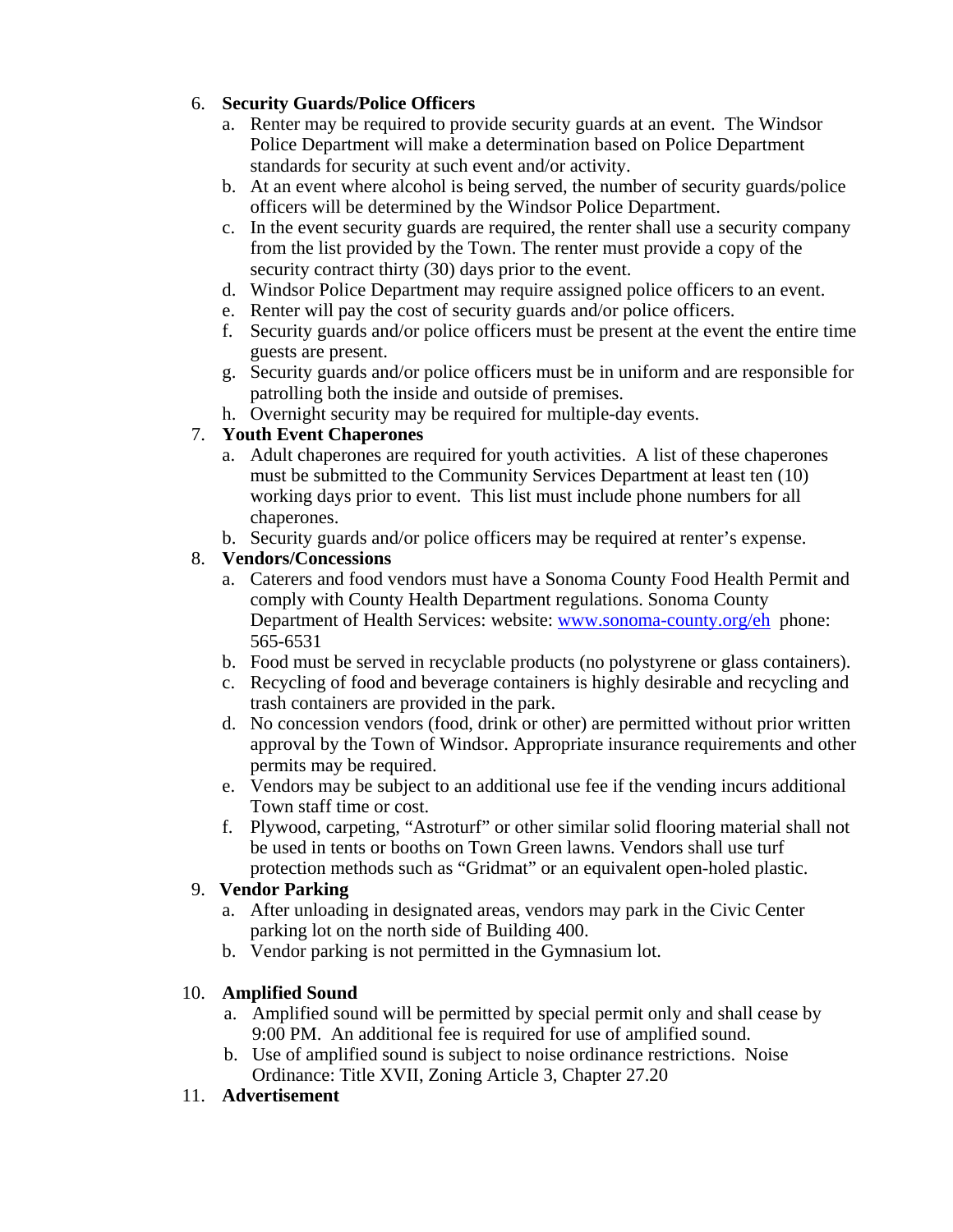6. **Security Guards/Police Officers**
    a. Renter may be required to provide security guards at an event. The Windsor Police Department will make a determination based on Police Department standards for security at such event and/or activity.
    b. At an event where alcohol is being served, the number of security guards/police officers will be determined by the Windsor Police Department.
    c. In the event security guards are required, the renter shall use a security company from the list provided by the Town. The renter must provide a copy of the security contract thirty (30) days prior to the event.
    d. Windsor Police Department may require assigned police officers to an event.
    e. Renter will pay the cost of security guards and/or police officers.
    f. Security guards and/or police officers must be present at the event the entire time guests are present.
    g. Security guards and/or police officers must be in uniform and are responsible for patrolling both the inside and outside of premises.
    h. Overnight security may be required for multiple-day events.
7. **Youth Event Chaperones**
    a. Adult chaperones are required for youth activities. A list of these chaperones must be submitted to the Community Services Department at least ten (10) working days prior to event. This list must include phone numbers for all chaperones.
    b. Security guards and/or police officers may be required at renter's expense.
8. **Vendors/Concessions**
    a. Caterers and food vendors must have a Sonoma County Food Health Permit and comply with County Health Department regulations. Sonoma County Department of Health Services: website: www.sonoma-county.org/eh phone: 565-6531
    b. Food must be served in recyclable products (no polystyrene or glass containers).
    c. Recycling of food and beverage containers is highly desirable and recycling and trash containers are provided in the park.
    d. No concession vendors (food, drink or other) are permitted without prior written approval by the Town of Windsor. Appropriate insurance requirements and other permits may be required.
    e. Vendors may be subject to an additional use fee if the vending incurs additional Town staff time or cost.
    f. Plywood, carpeting, "Astroturf" or other similar solid flooring material shall not be used in tents or booths on Town Green lawns. Vendors shall use turf protection methods such as "Gridmat" or an equivalent open-holed plastic.
9. **Vendor Parking**
    a. After unloading in designated areas, vendors may park in the Civic Center parking lot on the north side of Building 400.
    b. Vendor parking is not permitted in the Gymnasium lot.
10. **Amplified Sound**
    a. Amplified sound will be permitted by special permit only and shall cease by 9:00 PM. An additional fee is required for use of amplified sound.
    b. Use of amplified sound is subject to noise ordinance restrictions. Noise Ordinance: Title XVII, Zoning Article 3, Chapter 27.20
11. **Advertisement**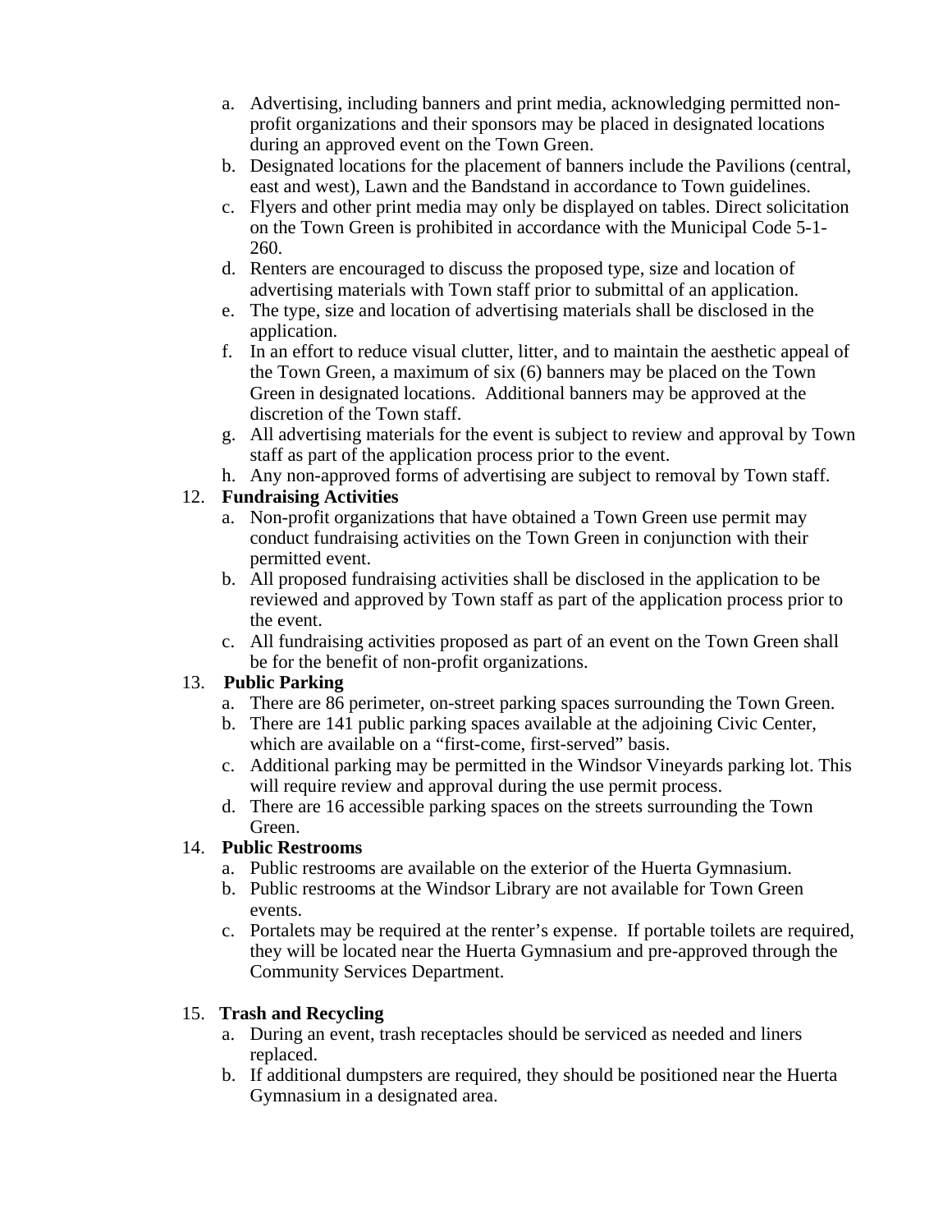a. Advertising, including banners and print media, acknowledging permitted non-profit organizations and their sponsors may be placed in designated locations during an approved event on the Town Green.
b. Designated locations for the placement of banners include the Pavilions (central, east and west), Lawn and the Bandstand in accordance to Town guidelines.
c. Flyers and other print media may only be displayed on tables. Direct solicitation on the Town Green is prohibited in accordance with the Municipal Code 5-1-260.
d. Renters are encouraged to discuss the proposed type, size and location of advertising materials with Town staff prior to submittal of an application.
e. The type, size and location of advertising materials shall be disclosed in the application.
f. In an effort to reduce visual clutter, litter, and to maintain the aesthetic appeal of the Town Green, a maximum of six (6) banners may be placed on the Town Green in designated locations. Additional banners may be approved at the discretion of the Town staff.
g. All advertising materials for the event is subject to review and approval by Town staff as part of the application process prior to the event.
h. Any non-approved forms of advertising are subject to removal by Town staff.

12. **Fundraising Activities**
    a. Non-profit organizations that have obtained a Town Green use permit may conduct fundraising activities on the Town Green in conjunction with their permitted event.
    b. All proposed fundraising activities shall be disclosed in the application to be reviewed and approved by Town staff as part of the application process prior to the event.
    c. All fundraising activities proposed as part of an event on the Town Green shall be for the benefit of non-profit organizations.

13. **Public Parking**
    a. There are 86 perimeter, on-street parking spaces surrounding the Town Green.
    b. There are 141 public parking spaces available at the adjoining Civic Center, which are available on a "first-come, first-served" basis.
    c. Additional parking may be permitted in the Windsor Vineyards parking lot. This will require review and approval during the use permit process.
    d. There are 16 accessible parking spaces on the streets surrounding the Town Green.

14. **Public Restrooms**
    a. Public restrooms are available on the exterior of the Huerta Gymnasium.
    b. Public restrooms at the Windsor Library are not available for Town Green events.
    c. Portalets may be required at the renter's expense. If portable toilets are required, they will be located near the Huerta Gymnasium and pre-approved through the Community Services Department.

15. **Trash and Recycling**
    a. During an event, trash receptacles should be serviced as needed and liners replaced.
    b. If additional dumpsters are required, they should be positioned near the Huerta Gymnasium in a designated area.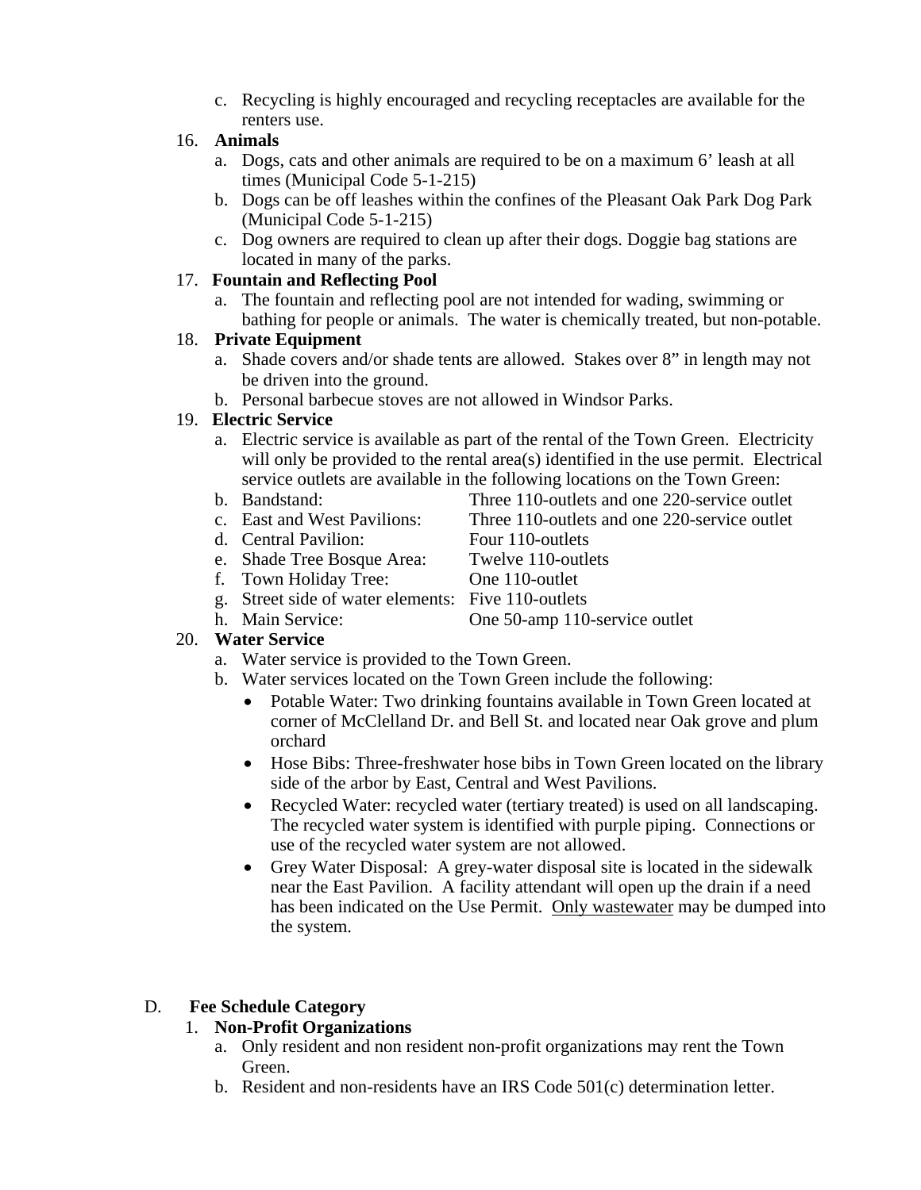c. Recycling is highly encouraged and recycling receptacles are available for the renters use.

16. **Animals**
   a. Dogs, cats and other animals are required to be on a maximum 6' leash at all times (Municipal Code 5-1-215)
   b. Dogs can be off leashes within the confines of the Pleasant Oak Park Dog Park (Municipal Code 5-1-215)
   c. Dog owners are required to clean up after their dogs. Doggie bag stations are located in many of the parks.

17. **Fountain and Reflecting Pool**
   a. The fountain and reflecting pool are not intended for wading, swimming or bathing for people or animals. The water is chemically treated, but non-potable.

18. **Private Equipment**
   a. Shade covers and/or shade tents are allowed. Stakes over 8" in length may not be driven into the ground.
   b. Personal barbecue stoves are not allowed in Windsor Parks.

19. **Electric Service**
   a. Electric service is available as part of the rental of the Town Green. Electricity will only be provided to the rental area(s) identified in the use permit. Electrical service outlets are available in the following locations on the Town Green:
   b. Bandstand: Three 110-outlets and one 220-service outlet
   c. East and West Pavilions: Three 110-outlets and one 220-service outlet
   d. Central Pavilion: Four 110-outlets
   e. Shade Tree Bosque Area: Twelve 110-outlets
   f. Town Holiday Tree: One 110-outlet
   g. Street side of water elements: Five 110-outlets
   h. Main Service: One 50-amp 110-service outlet

20. **Water Service**
   a. Water service is provided to the Town Green.
   b. Water services located on the Town Green include the following:
      - Potable Water: Two drinking fountains available in Town Green located at corner of McClelland Dr. and Bell St. and located near Oak grove and plum orchard
      - Hose Bibs: Three-freshwater hose bibs in Town Green located on the library side of the arbor by East, Central and West Pavilions.
      - Recycled Water: recycled water (tertiary treated) is used on all landscaping. The recycled water system is identified with purple piping. Connections or use of the recycled water system are not allowed.
      - Grey Water Disposal: A grey-water disposal site is located in the sidewalk near the East Pavilion. A facility attendant will open up the drain if a need has been indicated on the Use Permit. <u>Only wastewater</u> may be dumped into the system.

## D. Fee Schedule Category

1. **Non-Profit Organizations**
   a. Only resident and non resident non-profit organizations may rent the Town Green.
   b. Resident and non-residents have an IRS Code 501(c) determination letter.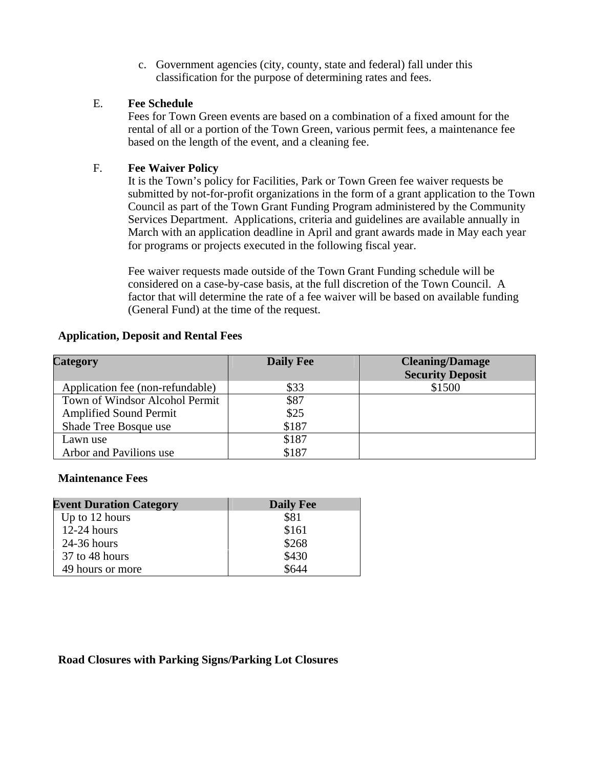c. Government agencies (city, county, state and federal) fall under this classification for the purpose of determining rates and fees.

E. **Fee Schedule**

Fees for Town Green events are based on a combination of a fixed amount for the rental of all or a portion of the Town Green, various permit fees, a maintenance fee based on the length of the event, and a cleaning fee.

F. **Fee Waiver Policy**

It is the Town's policy for Facilities, Park or Town Green fee waiver requests be submitted by not-for-profit organizations in the form of a grant application to the Town Council as part of the Town Grant Funding Program administered by the Community Services Department. Applications, criteria and guidelines are available annually in March with an application deadline in April and grant awards made in May each year for programs or projects executed in the following fiscal year.

Fee waiver requests made outside of the Town Grant Funding schedule will be considered on a case-by-case basis, at the full discretion of the Town Council. A factor that will determine the rate of a fee waiver will be based on available funding (General Fund) at the time of the request.

**Application, Deposit and Rental Fees**

| Category | Daily Fee | Cleaning/Damage Security Deposit |
|---|---|---|
| Application fee (non-refundable) | $33 | $1500 |
| Town of Windsor Alcohol Permit | $87 | |
| Amplified Sound Permit | $25 | |
| Shade Tree Bosque use | $187 | |
| Lawn use | $187 | |
| Arbor and Pavilions use | $187 | |

**Maintenance Fees**

| Event Duration Category | Daily Fee |
|---|---|
| Up to 12 hours | $81 |
| 12-24 hours | $161 |
| 24-36 hours | $268 |
| 37 to 48 hours | $430 |
| 49 hours or more | $644 |

**Road Closures with Parking Signs/Parking Lot Closures**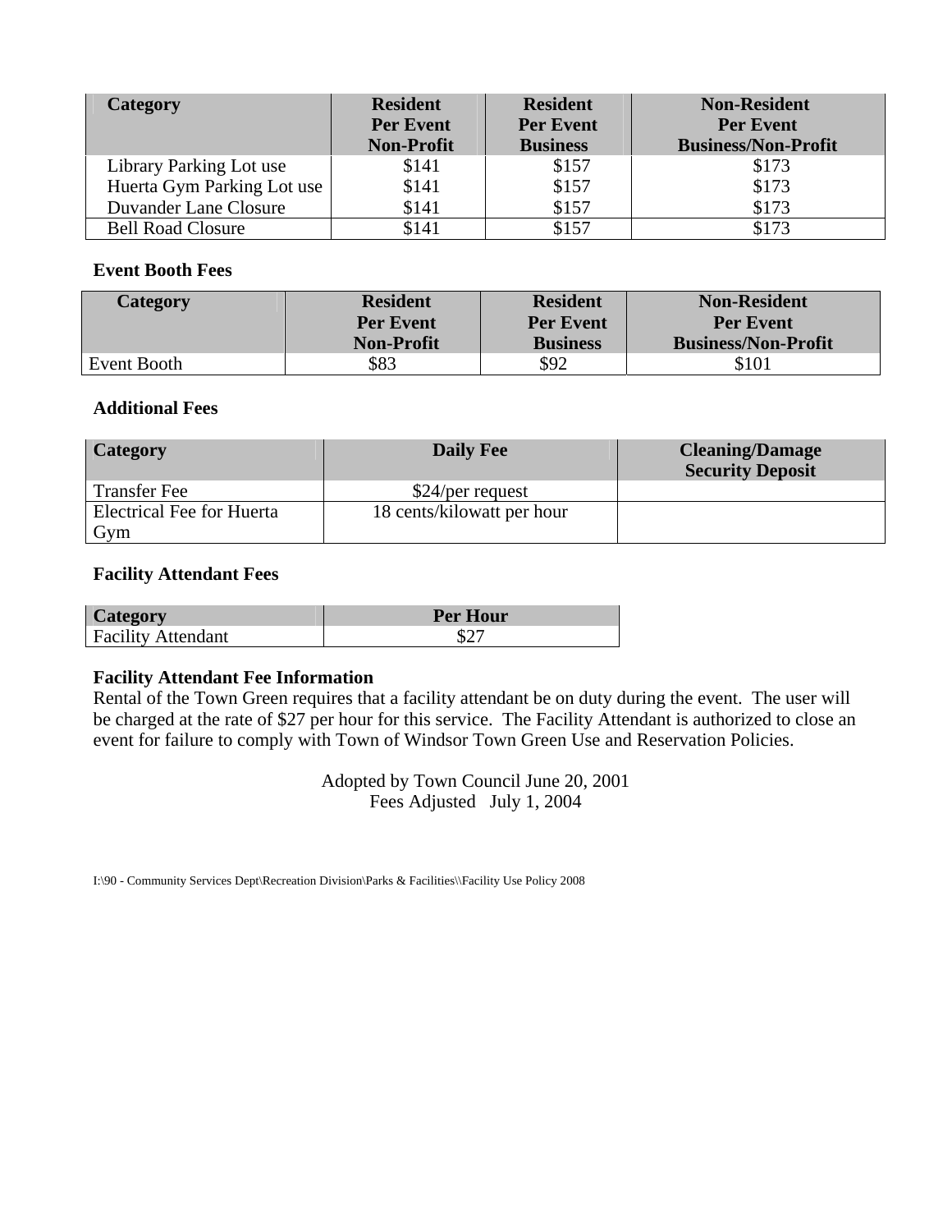| Category | Resident Per Event Non-Profit | Resident Per Event Business | Non-Resident Per Event Business/Non-Profit |
|---|---|---|---|
| Library Parking Lot use | $141 | $157 | $173 |
| Huerta Gym Parking Lot use | $141 | $157 | $173 |
| Duvander Lane Closure | $141 | $157 | $173 |
| Bell Road Closure | $141 | $157 | $173 |

**Event Booth Fees**

| Category | Resident Per Event Non-Profit | Resident Per Event Business | Non-Resident Per Event Business/Non-Profit |
|---|---|---|---|
| Event Booth | $83 | $92 | $101 |

**Additional Fees**

| Category | Daily Fee | Cleaning/Damage Security Deposit |
|---|---|---|
| Transfer Fee | $24/per request | |
| Electrical Fee for Huerta Gym | 18 cents/kilowatt per hour | |

**Facility Attendant Fees**

| Category | Per Hour |
|---|---|
| Facility Attendant | $27 |

**Facility Attendant Fee Information**

Rental of the Town Green requires that a facility attendant be on duty during the event. The user will be charged at the rate of $27 per hour for this service. The Facility Attendant is authorized to close an event for failure to comply with Town of Windsor Town Green Use and Reservation Policies.

Adopted by Town Council June 20, 2001
Fees Adjusted July 1, 2004

I:\90 - Community Services Dept\Recreation Division\Parks & Facilities\\Facility Use Policy 2008